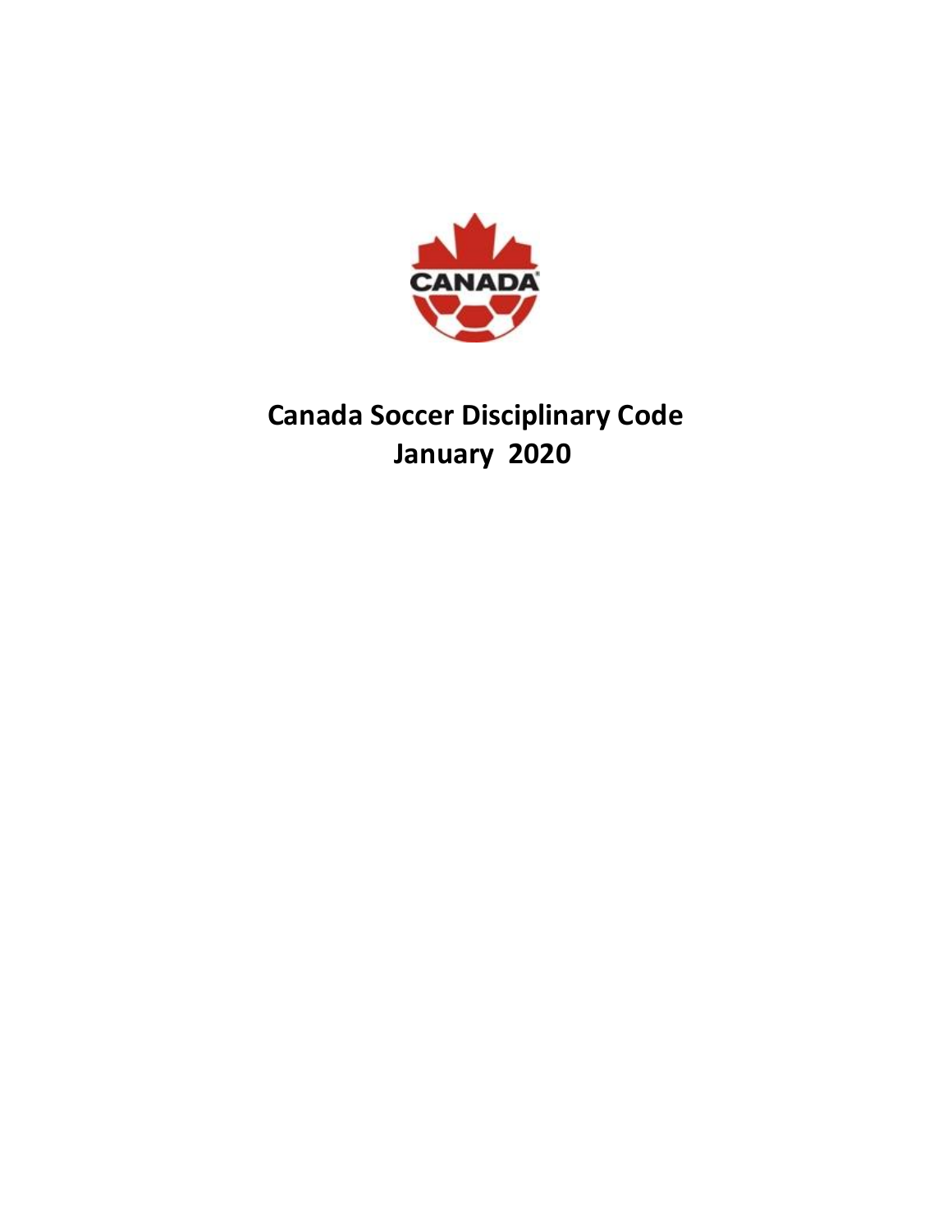# Canada Soccer Disciplinary Code
# January 2020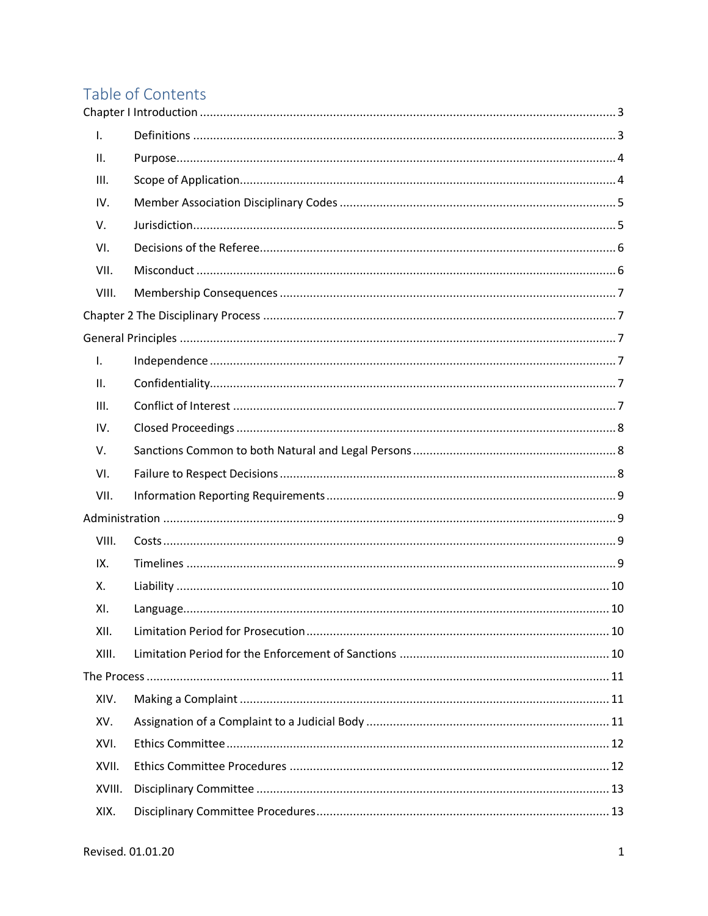# Table of Contents

Chapter I Introduction ..... 3

- I. Definitions ..... 3
- II. Purpose ..... 4
- III. Scope of Application ..... 4
- IV. Member Association Disciplinary Codes ..... 5
- V. Jurisdiction ..... 5
- VI. Decisions of the Referee ..... 6
- VII. Misconduct ..... 6
- VIII. Membership Consequences ..... 7

Chapter 2 The Disciplinary Process ..... 7

General Principles ..... 7

- I. Independence ..... 7
- II. Confidentiality ..... 7
- III. Conflict of Interest ..... 7
- IV. Closed Proceedings ..... 8
- V. Sanctions Common to both Natural and Legal Persons ..... 8
- VI. Failure to Respect Decisions ..... 8
- VII. Information Reporting Requirements ..... 9

Administration ..... 9

- VIII. Costs ..... 9
- IX. Timelines ..... 9
- X. Liability ..... 10
- XI. Language ..... 10
- XII. Limitation Period for Prosecution ..... 10
- XIII. Limitation Period for the Enforcement of Sanctions ..... 10

The Process ..... 11

- XIV. Making a Complaint ..... 11
- XV. Assignation of a Complaint to a Judicial Body ..... 11
- XVI. Ethics Committee ..... 12
- XVII. Ethics Committee Procedures ..... 12
- XVIII. Disciplinary Committee ..... 13
- XIX. Disciplinary Committee Procedures ..... 13

Revised. 01.01.20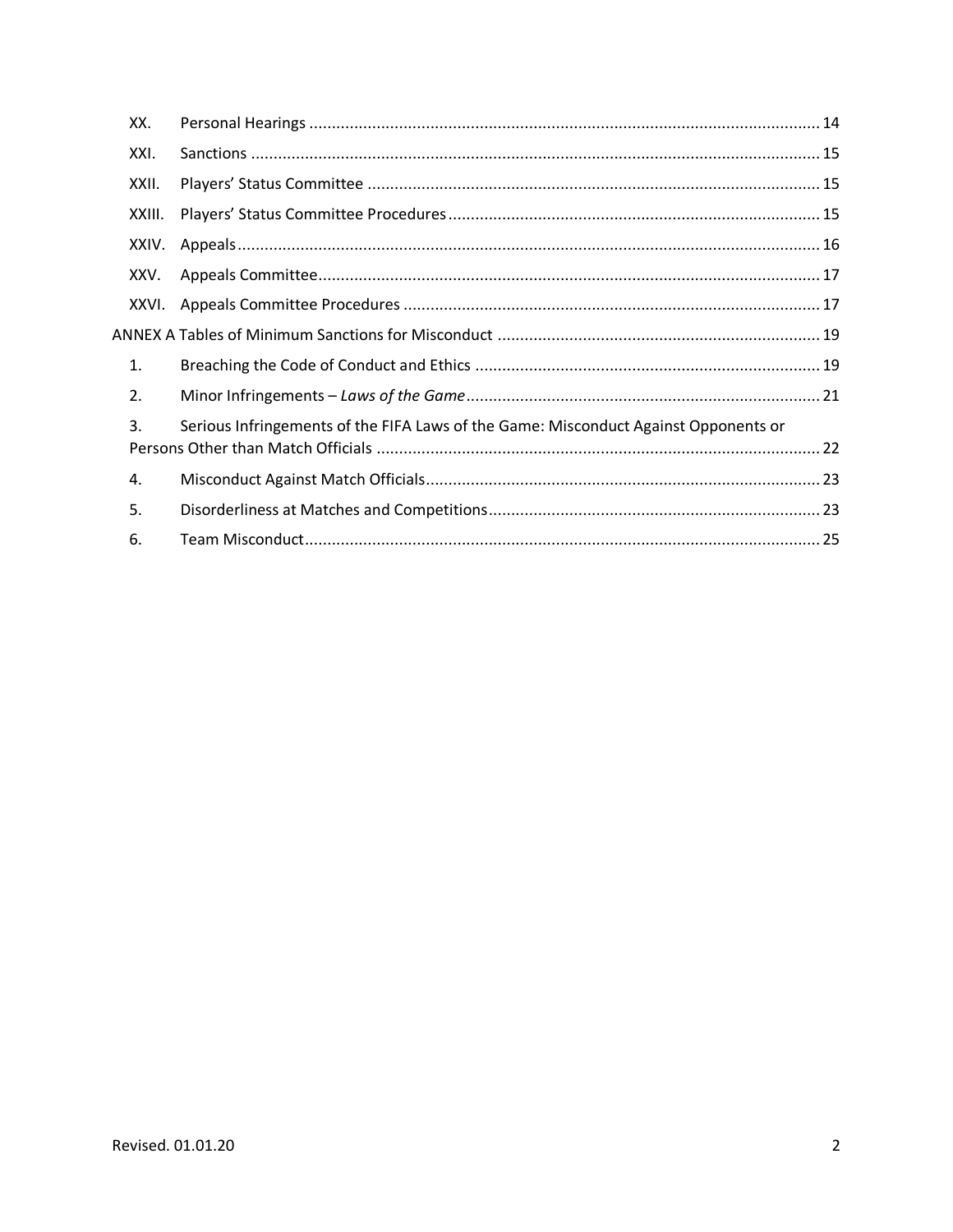XX. Personal Hearings ........................................................................................................ 14

XXI. Sanctions ..................................................................................................................... 15

XXII. Players' Status Committee ........................................................................................... 15

XXIII. Players' Status Committee Procedures .......................................................................... 15

XXIV. Appeals ........................................................................................................................ 16

XXV. Appeals Committee ...................................................................................................... 17

XXVI. Appeals Committee Procedures .................................................................................... 17

ANNEX A Tables of Minimum Sanctions for Misconduct ........................................................ 19

1. Breaching the Code of Conduct and Ethics ............................................................................ 19

2. Minor Infringements – *Laws of the Game* ............................................................................ 21

3. Serious Infringements of the FIFA Laws of the Game: Misconduct Against Opponents or Persons Other than Match Officials .................................................................................................. 22

4. Misconduct Against Match Officials ...................................................................................... 23

5. Disorderliness at Matches and Competitions ......................................................................... 23

6. Team Misconduct ................................................................................................................. 25

Revised. 01.01.20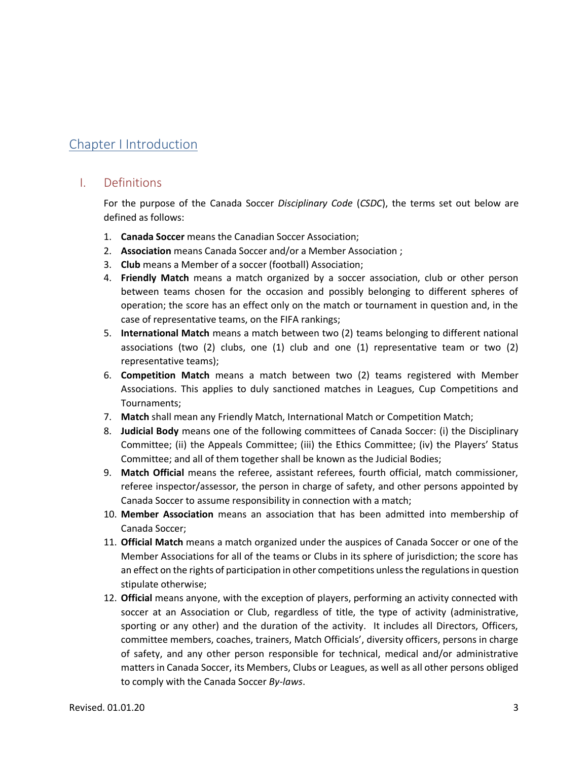# Chapter I Introduction

## I. Definitions

For the purpose of the Canada Soccer *Disciplinary Code* (*CSDC*), the terms set out below are defined as follows:

1. **Canada Soccer** means the Canadian Soccer Association;
2. **Association** means Canada Soccer and/or a Member Association ;
3. **Club** means a Member of a soccer (football) Association;
4. **Friendly Match** means a match organized by a soccer association, club or other person between teams chosen for the occasion and possibly belonging to different spheres of operation; the score has an effect only on the match or tournament in question and, in the case of representative teams, on the FIFA rankings;
5. **International Match** means a match between two (2) teams belonging to different national associations (two (2) clubs, one (1) club and one (1) representative team or two (2) representative teams);
6. **Competition Match** means a match between two (2) teams registered with Member Associations. This applies to duly sanctioned matches in Leagues, Cup Competitions and Tournaments;
7. **Match** shall mean any Friendly Match, International Match or Competition Match;
8. **Judicial Body** means one of the following committees of Canada Soccer: (i) the Disciplinary Committee; (ii) the Appeals Committee; (iii) the Ethics Committee; (iv) the Players' Status Committee; and all of them together shall be known as the Judicial Bodies;
9. **Match Official** means the referee, assistant referees, fourth official, match commissioner, referee inspector/assessor, the person in charge of safety, and other persons appointed by Canada Soccer to assume responsibility in connection with a match;
10. **Member Association** means an association that has been admitted into membership of Canada Soccer;
11. **Official Match** means a match organized under the auspices of Canada Soccer or one of the Member Associations for all of the teams or Clubs in its sphere of jurisdiction; the score has an effect on the rights of participation in other competitions unless the regulations in question stipulate otherwise;
12. **Official** means anyone, with the exception of players, performing an activity connected with soccer at an Association or Club, regardless of title, the type of activity (administrative, sporting or any other) and the duration of the activity. It includes all Directors, Officers, committee members, coaches, trainers, Match Officials', diversity officers, persons in charge of safety, and any other person responsible for technical, medical and/or administrative matters in Canada Soccer, its Members, Clubs or Leagues, as well as all other persons obliged to comply with the Canada Soccer *By-laws*.

Revised. 01.01.20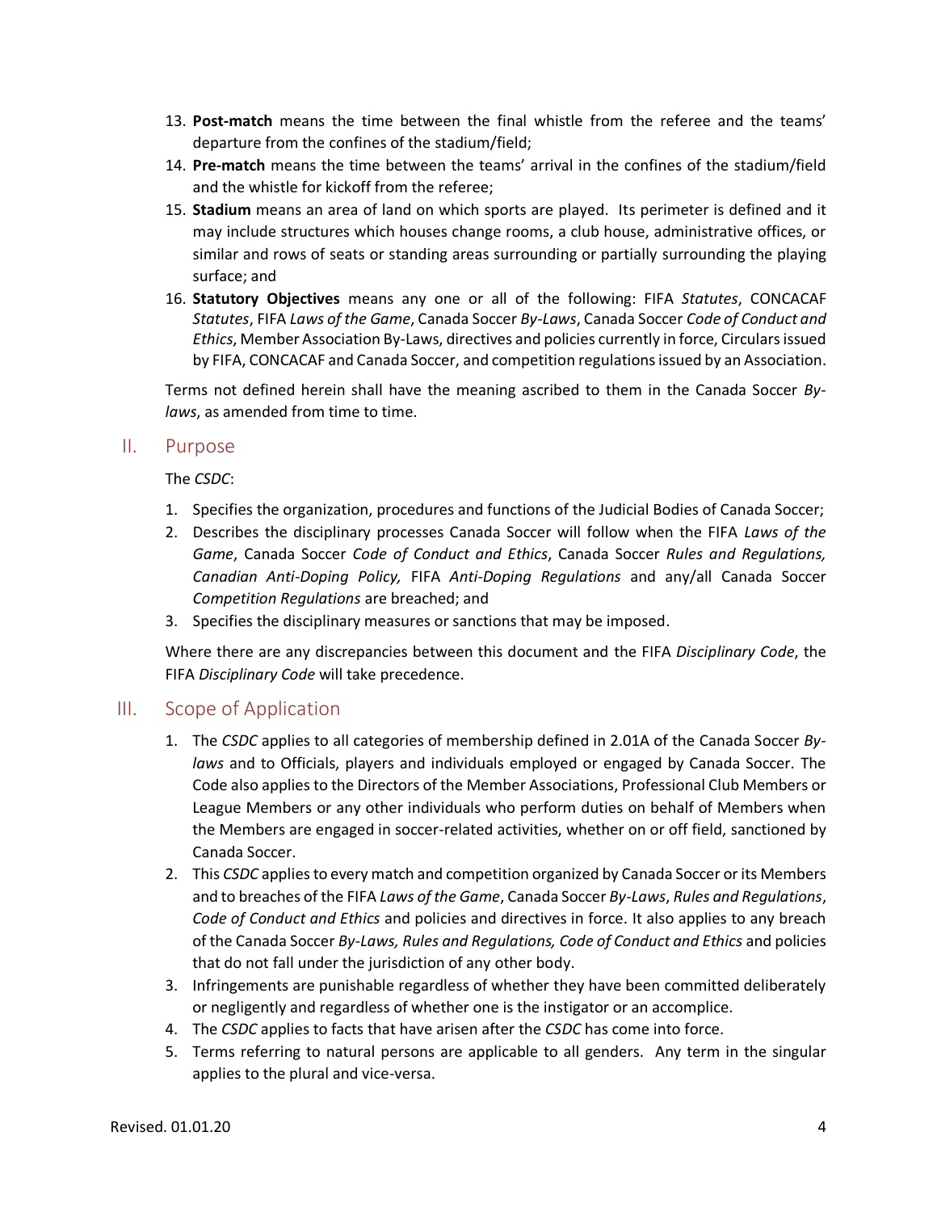13. **Post-match** means the time between the final whistle from the referee and the teams' departure from the confines of the stadium/field;
14. **Pre-match** means the time between the teams' arrival in the confines of the stadium/field and the whistle for kickoff from the referee;
15. **Stadium** means an area of land on which sports are played. Its perimeter is defined and it may include structures which houses change rooms, a club house, administrative offices, or similar and rows of seats or standing areas surrounding or partially surrounding the playing surface; and
16. **Statutory Objectives** means any one or all of the following: FIFA *Statutes*, CONCACAF *Statutes*, FIFA *Laws of the Game*, Canada Soccer *By-Laws*, Canada Soccer *Code of Conduct and Ethics*, Member Association By-Laws, directives and policies currently in force, Circulars issued by FIFA, CONCACAF and Canada Soccer, and competition regulations issued by an Association.

Terms not defined herein shall have the meaning ascribed to them in the Canada Soccer *By-laws*, as amended from time to time.

## II. Purpose

The *CSDC*:

1. Specifies the organization, procedures and functions of the Judicial Bodies of Canada Soccer;
2. Describes the disciplinary processes Canada Soccer will follow when the FIFA *Laws of the Game*, Canada Soccer *Code of Conduct and Ethics*, Canada Soccer *Rules and Regulations, Canadian Anti-Doping Policy,* FIFA *Anti-Doping Regulations* and any/all Canada Soccer *Competition Regulations* are breached; and
3. Specifies the disciplinary measures or sanctions that may be imposed.

Where there are any discrepancies between this document and the FIFA *Disciplinary Code*, the FIFA *Disciplinary Code* will take precedence.

## III. Scope of Application

1. The *CSDC* applies to all categories of membership defined in 2.01A of the Canada Soccer *By-laws* and to Officials, players and individuals employed or engaged by Canada Soccer. The Code also applies to the Directors of the Member Associations, Professional Club Members or League Members or any other individuals who perform duties on behalf of Members when the Members are engaged in soccer-related activities, whether on or off field, sanctioned by Canada Soccer.
2. This *CSDC* applies to every match and competition organized by Canada Soccer or its Members and to breaches of the FIFA *Laws of the Game*, Canada Soccer *By-Laws*, *Rules and Regulations*, *Code of Conduct and Ethics* and policies and directives in force. It also applies to any breach of the Canada Soccer *By-Laws, Rules and Regulations, Code of Conduct and Ethics* and policies that do not fall under the jurisdiction of any other body.
3. Infringements are punishable regardless of whether they have been committed deliberately or negligently and regardless of whether one is the instigator or an accomplice.
4. The *CSDC* applies to facts that have arisen after the *CSDC* has come into force.
5. Terms referring to natural persons are applicable to all genders. Any term in the singular applies to the plural and vice-versa.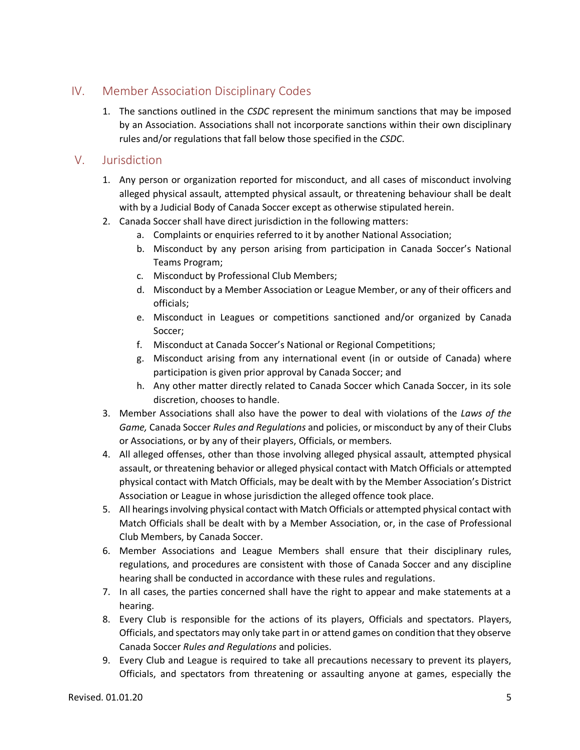## IV. Member Association Disciplinary Codes

1. The sanctions outlined in the *CSDC* represent the minimum sanctions that may be imposed by an Association. Associations shall not incorporate sanctions within their own disciplinary rules and/or regulations that fall below those specified in the *CSDC*.

## V. Jurisdiction

1. Any person or organization reported for misconduct, and all cases of misconduct involving alleged physical assault, attempted physical assault, or threatening behaviour shall be dealt with by a Judicial Body of Canada Soccer except as otherwise stipulated herein.
2. Canada Soccer shall have direct jurisdiction in the following matters:
    a. Complaints or enquiries referred to it by another National Association;
    b. Misconduct by any person arising from participation in Canada Soccer's National Teams Program;
    c. Misconduct by Professional Club Members;
    d. Misconduct by a Member Association or League Member, or any of their officers and officials;
    e. Misconduct in Leagues or competitions sanctioned and/or organized by Canada Soccer;
    f. Misconduct at Canada Soccer's National or Regional Competitions;
    g. Misconduct arising from any international event (in or outside of Canada) where participation is given prior approval by Canada Soccer; and
    h. Any other matter directly related to Canada Soccer which Canada Soccer, in its sole discretion, chooses to handle.
3. Member Associations shall also have the power to deal with violations of the *Laws of the Game,* Canada Soccer *Rules and Regulations* and policies, or misconduct by any of their Clubs or Associations, or by any of their players, Officials, or members.
4. All alleged offenses, other than those involving alleged physical assault, attempted physical assault, or threatening behavior or alleged physical contact with Match Officials or attempted physical contact with Match Officials, may be dealt with by the Member Association's District Association or League in whose jurisdiction the alleged offence took place.
5. All hearings involving physical contact with Match Officials or attempted physical contact with Match Officials shall be dealt with by a Member Association, or, in the case of Professional Club Members, by Canada Soccer.
6. Member Associations and League Members shall ensure that their disciplinary rules, regulations, and procedures are consistent with those of Canada Soccer and any discipline hearing shall be conducted in accordance with these rules and regulations.
7. In all cases, the parties concerned shall have the right to appear and make statements at a hearing.
8. Every Club is responsible for the actions of its players, Officials and spectators. Players, Officials, and spectators may only take part in or attend games on condition that they observe Canada Soccer *Rules and Regulations* and policies.
9. Every Club and League is required to take all precautions necessary to prevent its players, Officials, and spectators from threatening or assaulting anyone at games, especially the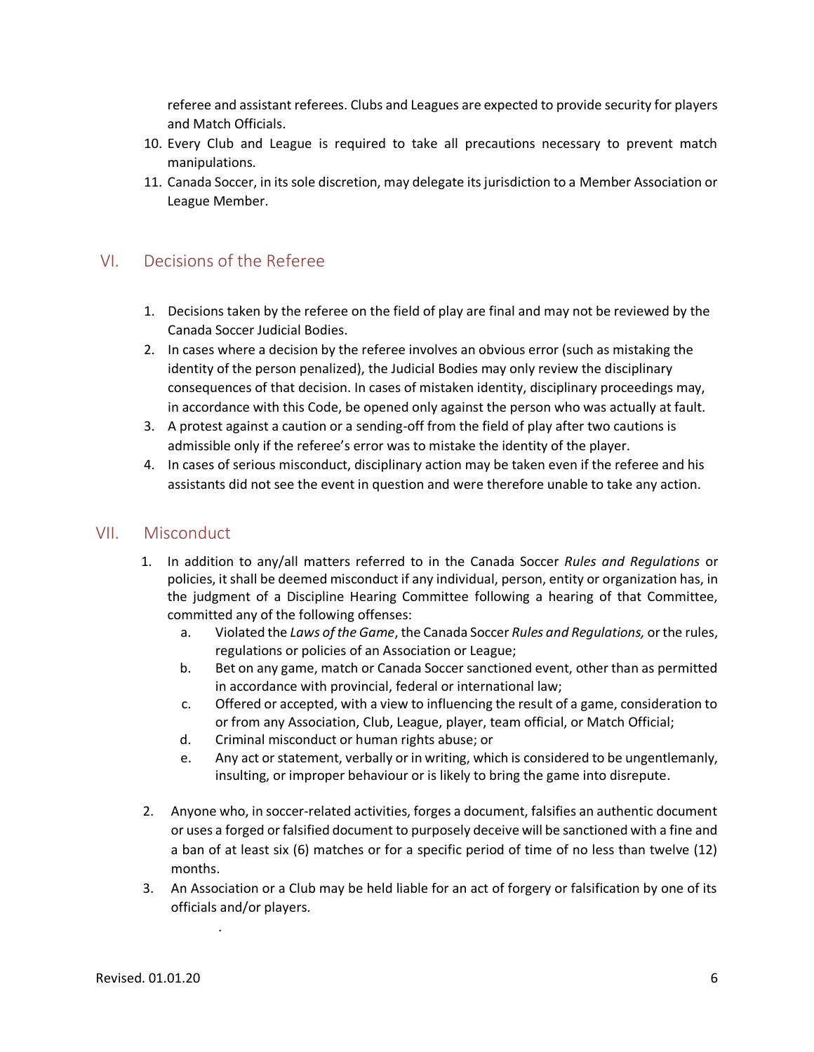referee and assistant referees. Clubs and Leagues are expected to provide security for players and Match Officials.

10. Every Club and League is required to take all precautions necessary to prevent match manipulations.
11. Canada Soccer, in its sole discretion, may delegate its jurisdiction to a Member Association or League Member.

## VI. Decisions of the Referee

1. Decisions taken by the referee on the field of play are final and may not be reviewed by the Canada Soccer Judicial Bodies.
2. In cases where a decision by the referee involves an obvious error (such as mistaking the identity of the person penalized), the Judicial Bodies may only review the disciplinary consequences of that decision. In cases of mistaken identity, disciplinary proceedings may, in accordance with this Code, be opened only against the person who was actually at fault.
3. A protest against a caution or a sending-off from the field of play after two cautions is admissible only if the referee's error was to mistake the identity of the player.
4. In cases of serious misconduct, disciplinary action may be taken even if the referee and his assistants did not see the event in question and were therefore unable to take any action.

## VII. Misconduct

1. In addition to any/all matters referred to in the Canada Soccer *Rules and Regulations* or policies, it shall be deemed misconduct if any individual, person, entity or organization has, in the judgment of a Discipline Hearing Committee following a hearing of that Committee, committed any of the following offenses:
   a. Violated the *Laws of the Game*, the Canada Soccer *Rules and Regulations,* or the rules, regulations or policies of an Association or League;
   b. Bet on any game, match or Canada Soccer sanctioned event, other than as permitted in accordance with provincial, federal or international law;
   c. Offered or accepted, with a view to influencing the result of a game, consideration to or from any Association, Club, League, player, team official, or Match Official;
   d. Criminal misconduct or human rights abuse; or
   e. Any act or statement, verbally or in writing, which is considered to be ungentlemanly, insulting, or improper behaviour or is likely to bring the game into disrepute.
2. Anyone who, in soccer-related activities, forges a document, falsifies an authentic document or uses a forged or falsified document to purposely deceive will be sanctioned with a fine and a ban of at least six (6) matches or for a specific period of time of no less than twelve (12) months.
3. An Association or a Club may be held liable for an act of forgery or falsification by one of its officials and/or players.

Revised. 01.01.20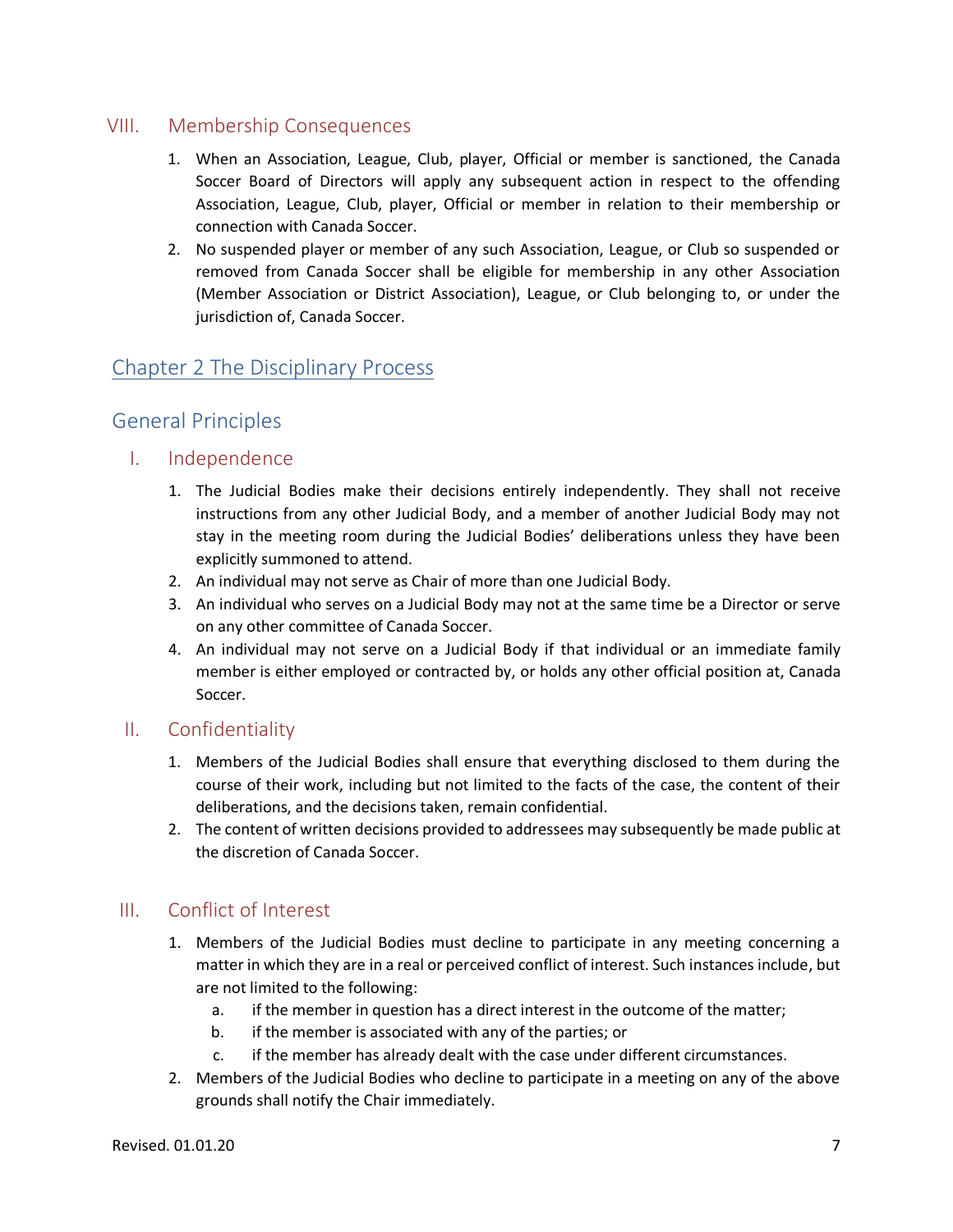## VIII. Membership Consequences

1. When an Association, League, Club, player, Official or member is sanctioned, the Canada Soccer Board of Directors will apply any subsequent action in respect to the offending Association, League, Club, player, Official or member in relation to their membership or connection with Canada Soccer.
2. No suspended player or member of any such Association, League, or Club so suspended or removed from Canada Soccer shall be eligible for membership in any other Association (Member Association or District Association), League, or Club belonging to, or under the jurisdiction of, Canada Soccer.

# Chapter 2 The Disciplinary Process

## General Principles

### I. Independence

1. The Judicial Bodies make their decisions entirely independently. They shall not receive instructions from any other Judicial Body, and a member of another Judicial Body may not stay in the meeting room during the Judicial Bodies' deliberations unless they have been explicitly summoned to attend.
2. An individual may not serve as Chair of more than one Judicial Body.
3. An individual who serves on a Judicial Body may not at the same time be a Director or serve on any other committee of Canada Soccer.
4. An individual may not serve on a Judicial Body if that individual or an immediate family member is either employed or contracted by, or holds any other official position at, Canada Soccer.

### II. Confidentiality

1. Members of the Judicial Bodies shall ensure that everything disclosed to them during the course of their work, including but not limited to the facts of the case, the content of their deliberations, and the decisions taken, remain confidential.
2. The content of written decisions provided to addressees may subsequently be made public at the discretion of Canada Soccer.

### III. Conflict of Interest

1. Members of the Judicial Bodies must decline to participate in any meeting concerning a matter in which they are in a real or perceived conflict of interest. Such instances include, but are not limited to the following:
   a. if the member in question has a direct interest in the outcome of the matter;
   b. if the member is associated with any of the parties; or
   c. if the member has already dealt with the case under different circumstances.
2. Members of the Judicial Bodies who decline to participate in a meeting on any of the above grounds shall notify the Chair immediately.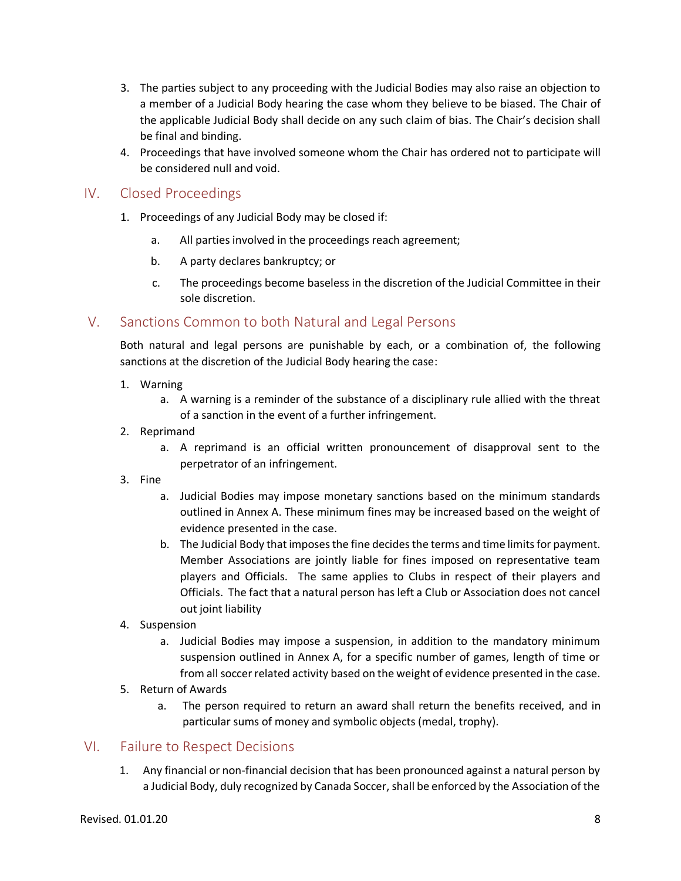3. The parties subject to any proceeding with the Judicial Bodies may also raise an objection to a member of a Judicial Body hearing the case whom they believe to be biased. The Chair of the applicable Judicial Body shall decide on any such claim of bias. The Chair's decision shall be final and binding.
4. Proceedings that have involved someone whom the Chair has ordered not to participate will be considered null and void.

## IV. Closed Proceedings

1. Proceedings of any Judicial Body may be closed if:
   a. All parties involved in the proceedings reach agreement;
   b. A party declares bankruptcy; or
   c. The proceedings become baseless in the discretion of the Judicial Committee in their sole discretion.

## V. Sanctions Common to both Natural and Legal Persons

Both natural and legal persons are punishable by each, or a combination of, the following sanctions at the discretion of the Judicial Body hearing the case:

1. Warning
   a. A warning is a reminder of the substance of a disciplinary rule allied with the threat of a sanction in the event of a further infringement.
2. Reprimand
   a. A reprimand is an official written pronouncement of disapproval sent to the perpetrator of an infringement.
3. Fine
   a. Judicial Bodies may impose monetary sanctions based on the minimum standards outlined in Annex A. These minimum fines may be increased based on the weight of evidence presented in the case.
   b. The Judicial Body that imposes the fine decides the terms and time limits for payment. Member Associations are jointly liable for fines imposed on representative team players and Officials. The same applies to Clubs in respect of their players and Officials. The fact that a natural person has left a Club or Association does not cancel out joint liability
4. Suspension
   a. Judicial Bodies may impose a suspension, in addition to the mandatory minimum suspension outlined in Annex A, for a specific number of games, length of time or from all soccer related activity based on the weight of evidence presented in the case.
5. Return of Awards
   a. The person required to return an award shall return the benefits received, and in particular sums of money and symbolic objects (medal, trophy).

## VI. Failure to Respect Decisions

1. Any financial or non-financial decision that has been pronounced against a natural person by a Judicial Body, duly recognized by Canada Soccer, shall be enforced by the Association of the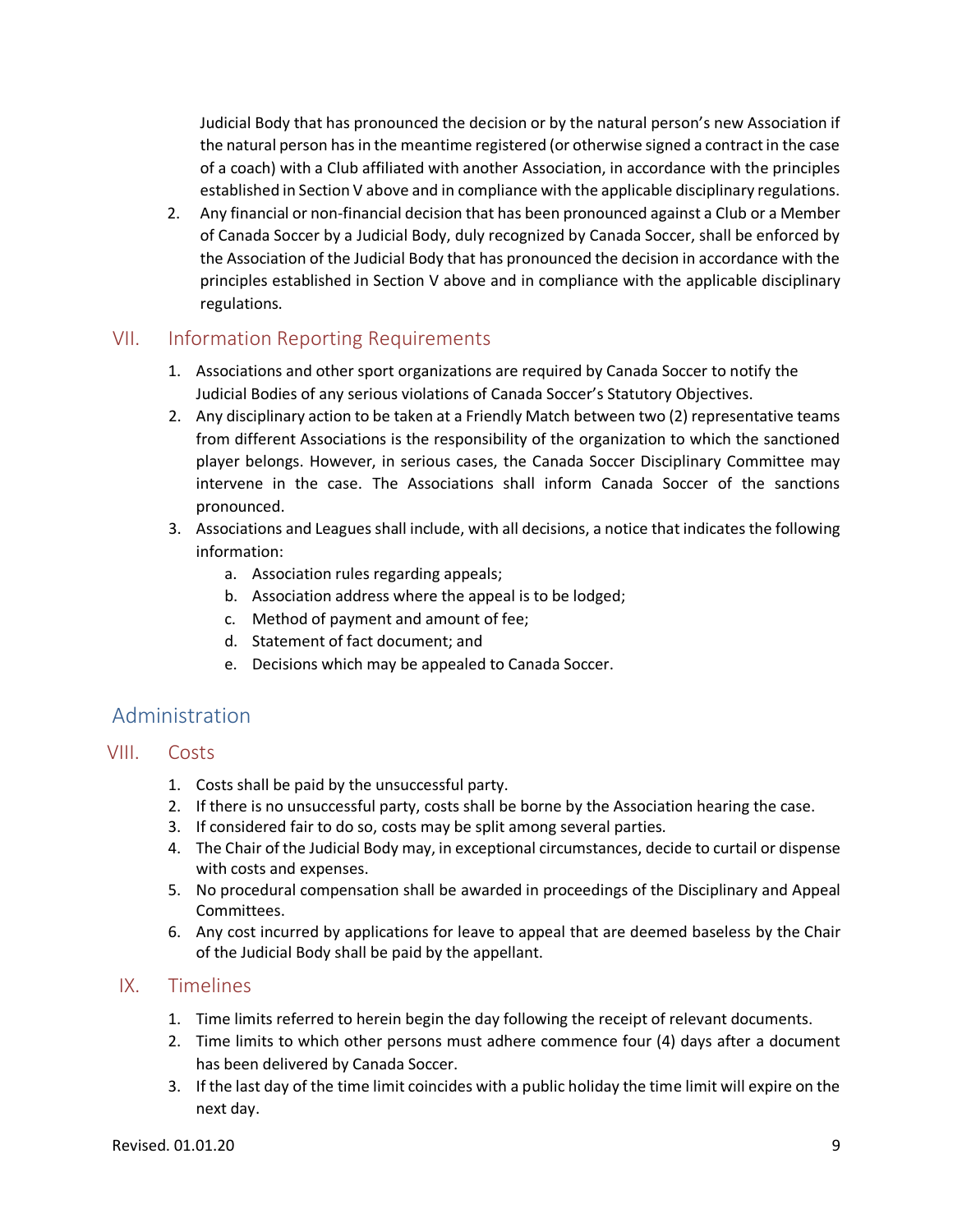Judicial Body that has pronounced the decision or by the natural person's new Association if the natural person has in the meantime registered (or otherwise signed a contract in the case of a coach) with a Club affiliated with another Association, in accordance with the principles established in Section V above and in compliance with the applicable disciplinary regulations.

2. Any financial or non-financial decision that has been pronounced against a Club or a Member of Canada Soccer by a Judicial Body, duly recognized by Canada Soccer, shall be enforced by the Association of the Judicial Body that has pronounced the decision in accordance with the principles established in Section V above and in compliance with the applicable disciplinary regulations.

## VII. Information Reporting Requirements

1. Associations and other sport organizations are required by Canada Soccer to notify the Judicial Bodies of any serious violations of Canada Soccer's Statutory Objectives.
2. Any disciplinary action to be taken at a Friendly Match between two (2) representative teams from different Associations is the responsibility of the organization to which the sanctioned player belongs. However, in serious cases, the Canada Soccer Disciplinary Committee may intervene in the case. The Associations shall inform Canada Soccer of the sanctions pronounced.
3. Associations and Leagues shall include, with all decisions, a notice that indicates the following information:
   a. Association rules regarding appeals;
   b. Association address where the appeal is to be lodged;
   c. Method of payment and amount of fee;
   d. Statement of fact document; and
   e. Decisions which may be appealed to Canada Soccer.

# Administration

## VIII. Costs

1. Costs shall be paid by the unsuccessful party.
2. If there is no unsuccessful party, costs shall be borne by the Association hearing the case.
3. If considered fair to do so, costs may be split among several parties.
4. The Chair of the Judicial Body may, in exceptional circumstances, decide to curtail or dispense with costs and expenses.
5. No procedural compensation shall be awarded in proceedings of the Disciplinary and Appeal Committees.
6. Any cost incurred by applications for leave to appeal that are deemed baseless by the Chair of the Judicial Body shall be paid by the appellant.

## IX. Timelines

1. Time limits referred to herein begin the day following the receipt of relevant documents.
2. Time limits to which other persons must adhere commence four (4) days after a document has been delivered by Canada Soccer.
3. If the last day of the time limit coincides with a public holiday the time limit will expire on the next day.

Revised. 01.01.20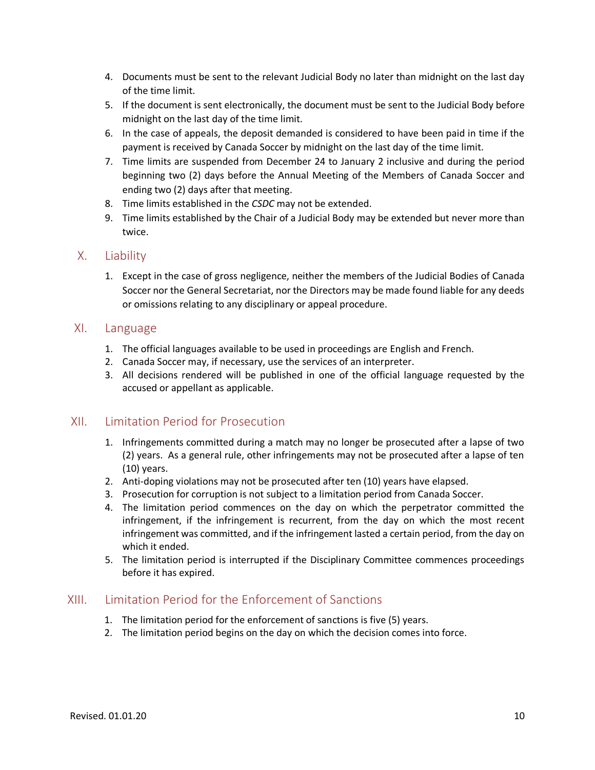4. Documents must be sent to the relevant Judicial Body no later than midnight on the last day of the time limit.
5. If the document is sent electronically, the document must be sent to the Judicial Body before midnight on the last day of the time limit.
6. In the case of appeals, the deposit demanded is considered to have been paid in time if the payment is received by Canada Soccer by midnight on the last day of the time limit.
7. Time limits are suspended from December 24 to January 2 inclusive and during the period beginning two (2) days before the Annual Meeting of the Members of Canada Soccer and ending two (2) days after that meeting.
8. Time limits established in the *CSDC* may not be extended.
9. Time limits established by the Chair of a Judicial Body may be extended but never more than twice.

## X. Liability

1. Except in the case of gross negligence, neither the members of the Judicial Bodies of Canada Soccer nor the General Secretariat, nor the Directors may be made found liable for any deeds or omissions relating to any disciplinary or appeal procedure.

## XI. Language

1. The official languages available to be used in proceedings are English and French.
2. Canada Soccer may, if necessary, use the services of an interpreter.
3. All decisions rendered will be published in one of the official language requested by the accused or appellant as applicable.

## XII. Limitation Period for Prosecution

1. Infringements committed during a match may no longer be prosecuted after a lapse of two (2) years. As a general rule, other infringements may not be prosecuted after a lapse of ten (10) years.
2. Anti-doping violations may not be prosecuted after ten (10) years have elapsed.
3. Prosecution for corruption is not subject to a limitation period from Canada Soccer.
4. The limitation period commences on the day on which the perpetrator committed the infringement, if the infringement is recurrent, from the day on which the most recent infringement was committed, and if the infringement lasted a certain period, from the day on which it ended.
5. The limitation period is interrupted if the Disciplinary Committee commences proceedings before it has expired.

## XIII. Limitation Period for the Enforcement of Sanctions

1. The limitation period for the enforcement of sanctions is five (5) years.
2. The limitation period begins on the day on which the decision comes into force.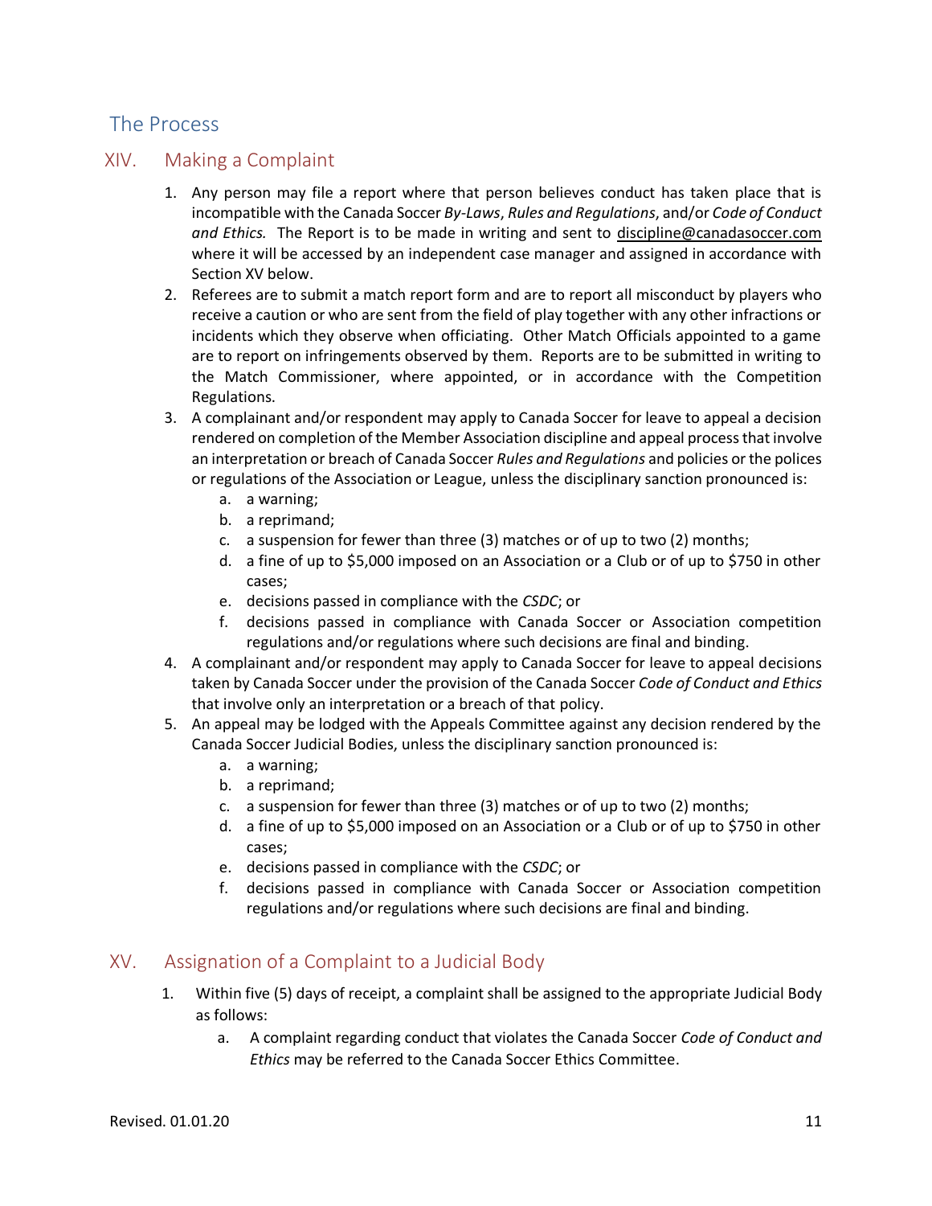## The Process

### XIV. Making a Complaint

1. Any person may file a report where that person believes conduct has taken place that is incompatible with the Canada Soccer *By-Laws*, *Rules and Regulations*, and/or *Code of Conduct and Ethics.* The Report is to be made in writing and sent to discipline@canadasoccer.com where it will be accessed by an independent case manager and assigned in accordance with Section XV below.
2. Referees are to submit a match report form and are to report all misconduct by players who receive a caution or who are sent from the field of play together with any other infractions or incidents which they observe when officiating. Other Match Officials appointed to a game are to report on infringements observed by them. Reports are to be submitted in writing to the Match Commissioner, where appointed, or in accordance with the Competition Regulations.
3. A complainant and/or respondent may apply to Canada Soccer for leave to appeal a decision rendered on completion of the Member Association discipline and appeal process that involve an interpretation or breach of Canada Soccer *Rules and Regulations* and policies or the polices or regulations of the Association or League, unless the disciplinary sanction pronounced is:
   a. a warning;
   b. a reprimand;
   c. a suspension for fewer than three (3) matches or of up to two (2) months;
   d. a fine of up to $5,000 imposed on an Association or a Club or of up to $750 in other cases;
   e. decisions passed in compliance with the *CSDC*; or
   f. decisions passed in compliance with Canada Soccer or Association competition regulations and/or regulations where such decisions are final and binding.
4. A complainant and/or respondent may apply to Canada Soccer for leave to appeal decisions taken by Canada Soccer under the provision of the Canada Soccer *Code of Conduct and Ethics* that involve only an interpretation or a breach of that policy.
5. An appeal may be lodged with the Appeals Committee against any decision rendered by the Canada Soccer Judicial Bodies, unless the disciplinary sanction pronounced is:
   a. a warning;
   b. a reprimand;
   c. a suspension for fewer than three (3) matches or of up to two (2) months;
   d. a fine of up to $5,000 imposed on an Association or a Club or of up to $750 in other cases;
   e. decisions passed in compliance with the *CSDC*; or
   f. decisions passed in compliance with Canada Soccer or Association competition regulations and/or regulations where such decisions are final and binding.

### XV. Assignation of a Complaint to a Judicial Body

1. Within five (5) days of receipt, a complaint shall be assigned to the appropriate Judicial Body as follows:
   a. A complaint regarding conduct that violates the Canada Soccer *Code of Conduct and Ethics* may be referred to the Canada Soccer Ethics Committee.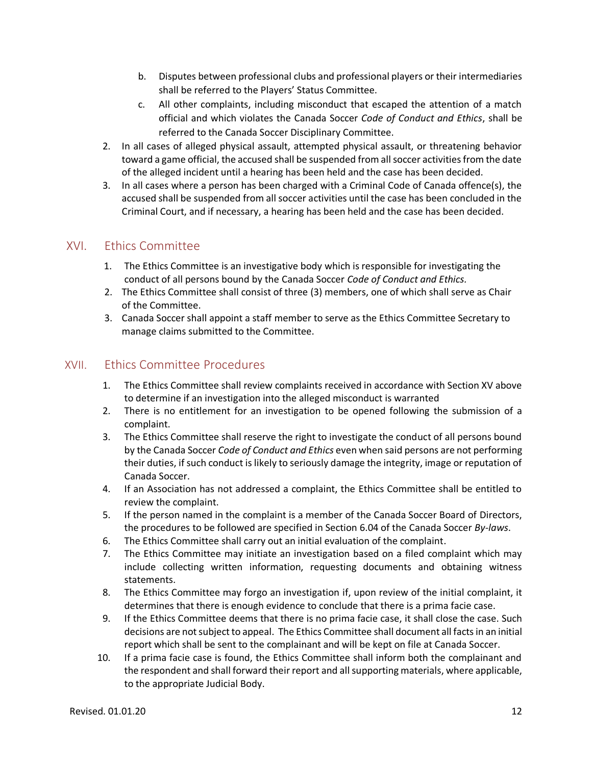b. Disputes between professional clubs and professional players or their intermediaries shall be referred to the Players' Status Committee.
   c. All other complaints, including misconduct that escaped the attention of a match official and which violates the Canada Soccer *Code of Conduct and Ethics*, shall be referred to the Canada Soccer Disciplinary Committee.
2. In all cases of alleged physical assault, attempted physical assault, or threatening behavior toward a game official, the accused shall be suspended from all soccer activities from the date of the alleged incident until a hearing has been held and the case has been decided.
3. In all cases where a person has been charged with a Criminal Code of Canada offence(s), the accused shall be suspended from all soccer activities until the case has been concluded in the Criminal Court, and if necessary, a hearing has been held and the case has been decided.

## XVI. Ethics Committee

1. The Ethics Committee is an investigative body which is responsible for investigating the conduct of all persons bound by the Canada Soccer *Code of Conduct and Ethics.*
2. The Ethics Committee shall consist of three (3) members, one of which shall serve as Chair of the Committee.
3. Canada Soccer shall appoint a staff member to serve as the Ethics Committee Secretary to manage claims submitted to the Committee.

## XVII. Ethics Committee Procedures

1. The Ethics Committee shall review complaints received in accordance with Section XV above to determine if an investigation into the alleged misconduct is warranted
2. There is no entitlement for an investigation to be opened following the submission of a complaint.
3. The Ethics Committee shall reserve the right to investigate the conduct of all persons bound by the Canada Soccer *Code of Conduct and Ethics* even when said persons are not performing their duties, if such conduct is likely to seriously damage the integrity, image or reputation of Canada Soccer.
4. If an Association has not addressed a complaint, the Ethics Committee shall be entitled to review the complaint.
5. If the person named in the complaint is a member of the Canada Soccer Board of Directors, the procedures to be followed are specified in Section 6.04 of the Canada Soccer *By-laws*.
6. The Ethics Committee shall carry out an initial evaluation of the complaint.
7. The Ethics Committee may initiate an investigation based on a filed complaint which may include collecting written information, requesting documents and obtaining witness statements.
8. The Ethics Committee may forgo an investigation if, upon review of the initial complaint, it determines that there is enough evidence to conclude that there is a prima facie case.
9. If the Ethics Committee deems that there is no prima facie case, it shall close the case. Such decisions are not subject to appeal. The Ethics Committee shall document all facts in an initial report which shall be sent to the complainant and will be kept on file at Canada Soccer.
10. If a prima facie case is found, the Ethics Committee shall inform both the complainant and the respondent and shall forward their report and all supporting materials, where applicable, to the appropriate Judicial Body.

Revised. 01.01.20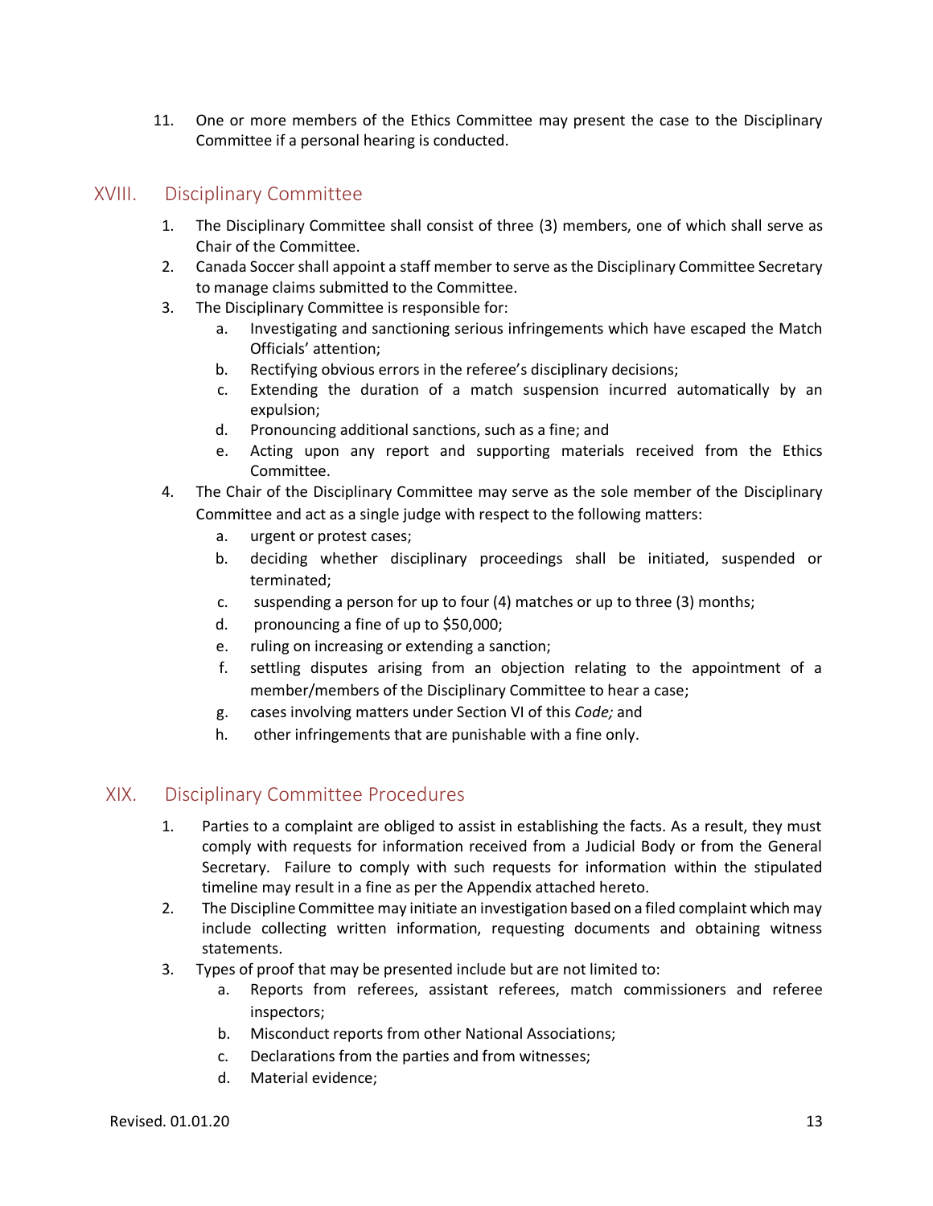11. One or more members of the Ethics Committee may present the case to the Disciplinary Committee if a personal hearing is conducted.

## XVIII. Disciplinary Committee

1. The Disciplinary Committee shall consist of three (3) members, one of which shall serve as Chair of the Committee.
2. Canada Soccer shall appoint a staff member to serve as the Disciplinary Committee Secretary to manage claims submitted to the Committee.
3. The Disciplinary Committee is responsible for:
   a. Investigating and sanctioning serious infringements which have escaped the Match Officials' attention;
   b. Rectifying obvious errors in the referee's disciplinary decisions;
   c. Extending the duration of a match suspension incurred automatically by an expulsion;
   d. Pronouncing additional sanctions, such as a fine; and
   e. Acting upon any report and supporting materials received from the Ethics Committee.
4. The Chair of the Disciplinary Committee may serve as the sole member of the Disciplinary Committee and act as a single judge with respect to the following matters:
   a. urgent or protest cases;
   b. deciding whether disciplinary proceedings shall be initiated, suspended or terminated;
   c. suspending a person for up to four (4) matches or up to three (3) months;
   d. pronouncing a fine of up to $50,000;
   e. ruling on increasing or extending a sanction;
   f. settling disputes arising from an objection relating to the appointment of a member/members of the Disciplinary Committee to hear a case;
   g. cases involving matters under Section VI of this *Code;* and
   h. other infringements that are punishable with a fine only.

## XIX. Disciplinary Committee Procedures

1. Parties to a complaint are obliged to assist in establishing the facts. As a result, they must comply with requests for information received from a Judicial Body or from the General Secretary. Failure to comply with such requests for information within the stipulated timeline may result in a fine as per the Appendix attached hereto.
2. The Discipline Committee may initiate an investigation based on a filed complaint which may include collecting written information, requesting documents and obtaining witness statements.
3. Types of proof that may be presented include but are not limited to:
   a. Reports from referees, assistant referees, match commissioners and referee inspectors;
   b. Misconduct reports from other National Associations;
   c. Declarations from the parties and from witnesses;
   d. Material evidence;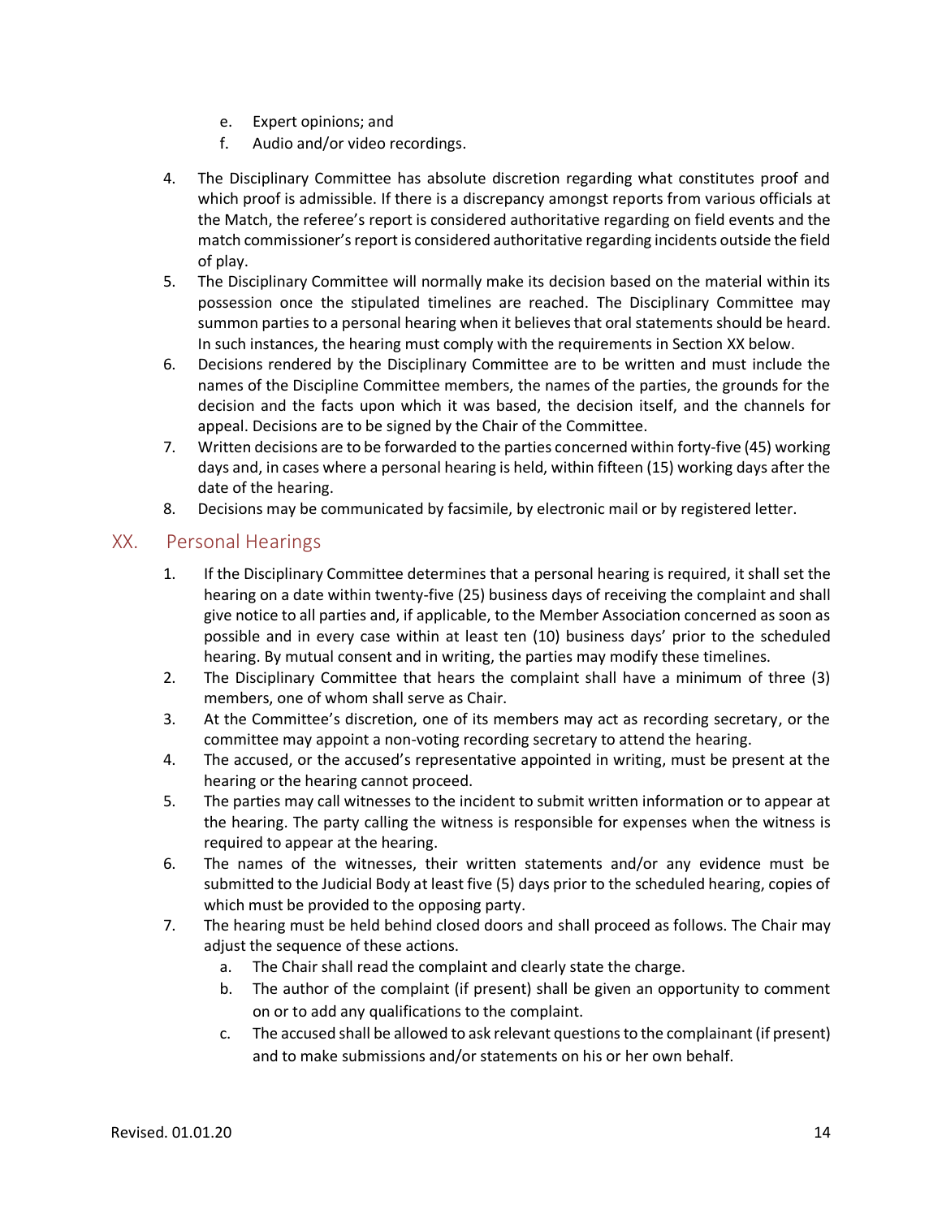e. Expert opinions; and
f. Audio and/or video recordings.

4. The Disciplinary Committee has absolute discretion regarding what constitutes proof and which proof is admissible. If there is a discrepancy amongst reports from various officials at the Match, the referee's report is considered authoritative regarding on field events and the match commissioner's report is considered authoritative regarding incidents outside the field of play.
5. The Disciplinary Committee will normally make its decision based on the material within its possession once the stipulated timelines are reached. The Disciplinary Committee may summon parties to a personal hearing when it believes that oral statements should be heard. In such instances, the hearing must comply with the requirements in Section XX below.
6. Decisions rendered by the Disciplinary Committee are to be written and must include the names of the Discipline Committee members, the names of the parties, the grounds for the decision and the facts upon which it was based, the decision itself, and the channels for appeal. Decisions are to be signed by the Chair of the Committee.
7. Written decisions are to be forwarded to the parties concerned within forty-five (45) working days and, in cases where a personal hearing is held, within fifteen (15) working days after the date of the hearing.
8. Decisions may be communicated by facsimile, by electronic mail or by registered letter.

## XX. Personal Hearings

1. If the Disciplinary Committee determines that a personal hearing is required, it shall set the hearing on a date within twenty-five (25) business days of receiving the complaint and shall give notice to all parties and, if applicable, to the Member Association concerned as soon as possible and in every case within at least ten (10) business days' prior to the scheduled hearing. By mutual consent and in writing, the parties may modify these timelines.
2. The Disciplinary Committee that hears the complaint shall have a minimum of three (3) members, one of whom shall serve as Chair.
3. At the Committee's discretion, one of its members may act as recording secretary, or the committee may appoint a non-voting recording secretary to attend the hearing.
4. The accused, or the accused's representative appointed in writing, must be present at the hearing or the hearing cannot proceed.
5. The parties may call witnesses to the incident to submit written information or to appear at the hearing. The party calling the witness is responsible for expenses when the witness is required to appear at the hearing.
6. The names of the witnesses, their written statements and/or any evidence must be submitted to the Judicial Body at least five (5) days prior to the scheduled hearing, copies of which must be provided to the opposing party.
7. The hearing must be held behind closed doors and shall proceed as follows. The Chair may adjust the sequence of these actions.
   a. The Chair shall read the complaint and clearly state the charge.
   b. The author of the complaint (if present) shall be given an opportunity to comment on or to add any qualifications to the complaint.
   c. The accused shall be allowed to ask relevant questions to the complainant (if present) and to make submissions and/or statements on his or her own behalf.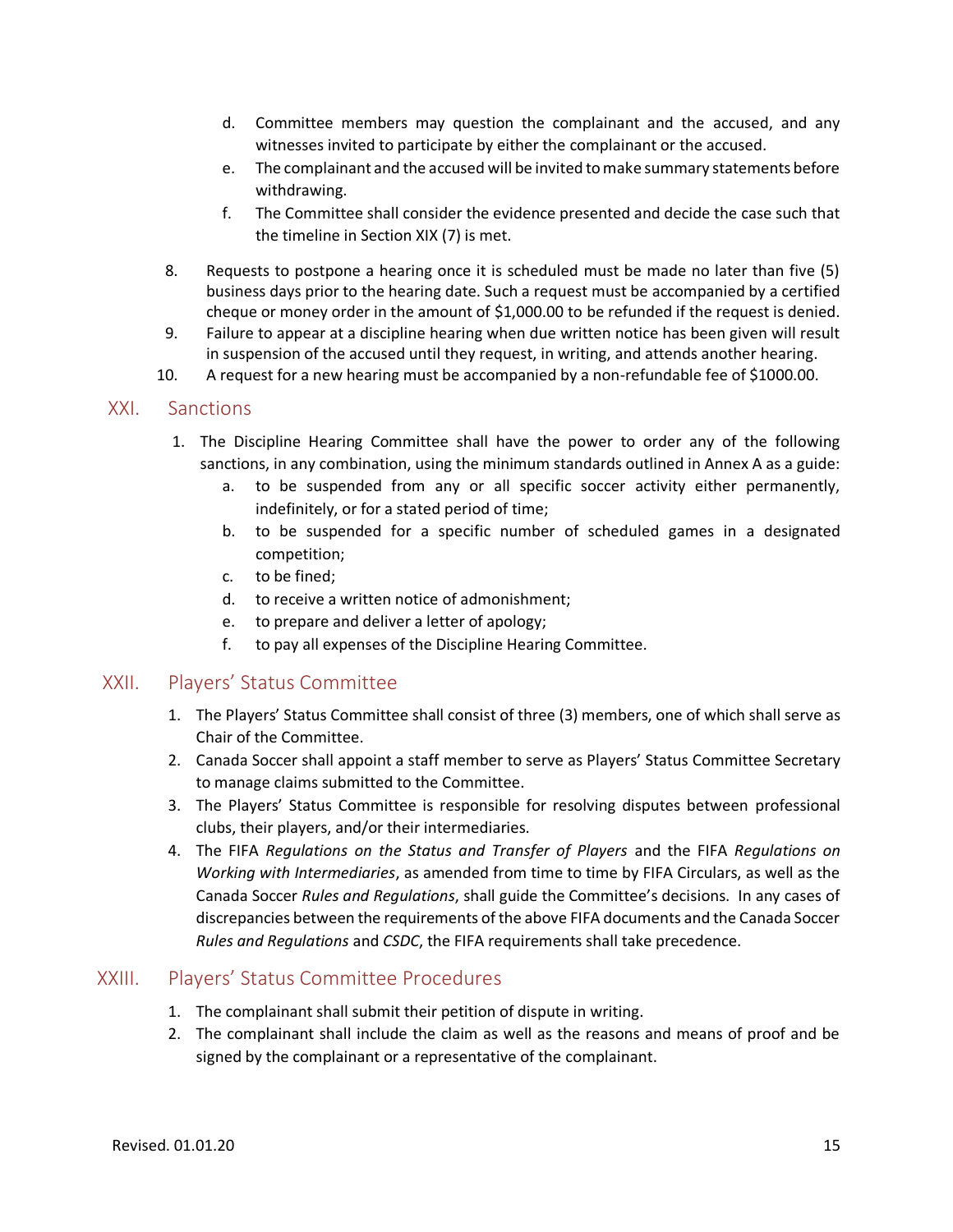d. Committee members may question the complainant and the accused, and any witnesses invited to participate by either the complainant or the accused.
e. The complainant and the accused will be invited to make summary statements before withdrawing.
f. The Committee shall consider the evidence presented and decide the case such that the timeline in Section XIX (7) is met.

8. Requests to postpone a hearing once it is scheduled must be made no later than five (5) business days prior to the hearing date. Such a request must be accompanied by a certified cheque or money order in the amount of $1,000.00 to be refunded if the request is denied.
9. Failure to appear at a discipline hearing when due written notice has been given will result in suspension of the accused until they request, in writing, and attends another hearing.
10. A request for a new hearing must be accompanied by a non-refundable fee of $1000.00.

## XXI. Sanctions

1. The Discipline Hearing Committee shall have the power to order any of the following sanctions, in any combination, using the minimum standards outlined in Annex A as a guide:
   a. to be suspended from any or all specific soccer activity either permanently, indefinitely, or for a stated period of time;
   b. to be suspended for a specific number of scheduled games in a designated competition;
   c. to be fined;
   d. to receive a written notice of admonishment;
   e. to prepare and deliver a letter of apology;
   f. to pay all expenses of the Discipline Hearing Committee.

## XXII. Players' Status Committee

1. The Players' Status Committee shall consist of three (3) members, one of which shall serve as Chair of the Committee.
2. Canada Soccer shall appoint a staff member to serve as Players' Status Committee Secretary to manage claims submitted to the Committee.
3. The Players' Status Committee is responsible for resolving disputes between professional clubs, their players, and/or their intermediaries.
4. The FIFA *Regulations on the Status and Transfer of Players* and the FIFA *Regulations on Working with Intermediaries*, as amended from time to time by FIFA Circulars, as well as the Canada Soccer *Rules and Regulations*, shall guide the Committee's decisions. In any cases of discrepancies between the requirements of the above FIFA documents and the Canada Soccer *Rules and Regulations* and *CSDC*, the FIFA requirements shall take precedence.

## XXIII. Players' Status Committee Procedures

1. The complainant shall submit their petition of dispute in writing.
2. The complainant shall include the claim as well as the reasons and means of proof and be signed by the complainant or a representative of the complainant.

Revised. 01.01.20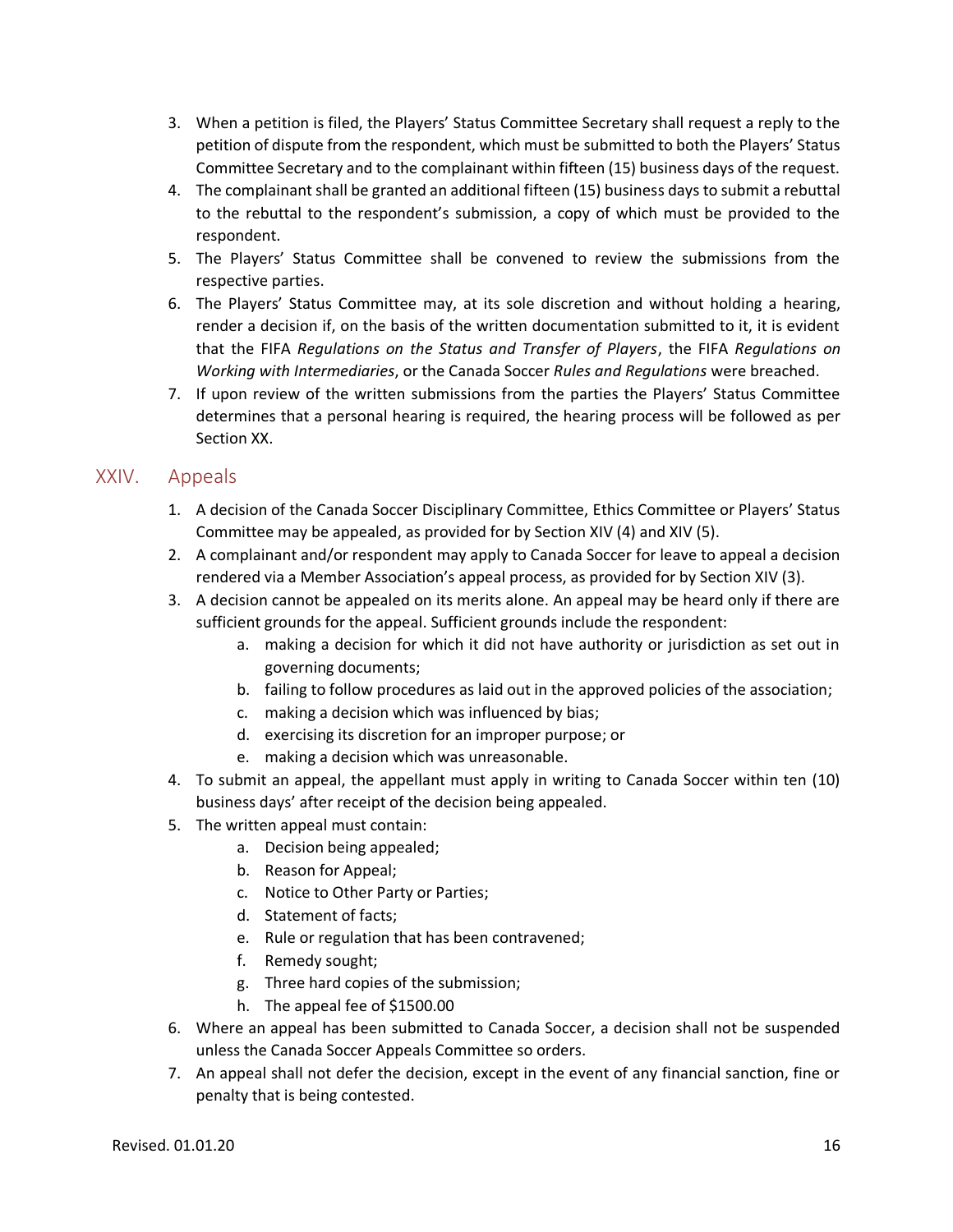3. When a petition is filed, the Players' Status Committee Secretary shall request a reply to the petition of dispute from the respondent, which must be submitted to both the Players' Status Committee Secretary and to the complainant within fifteen (15) business days of the request.
4. The complainant shall be granted an additional fifteen (15) business days to submit a rebuttal to the rebuttal to the respondent's submission, a copy of which must be provided to the respondent.
5. The Players' Status Committee shall be convened to review the submissions from the respective parties.
6. The Players' Status Committee may, at its sole discretion and without holding a hearing, render a decision if, on the basis of the written documentation submitted to it, it is evident that the FIFA *Regulations on the Status and Transfer of Players*, the FIFA *Regulations on Working with Intermediaries*, or the Canada Soccer *Rules and Regulations* were breached.
7. If upon review of the written submissions from the parties the Players' Status Committee determines that a personal hearing is required, the hearing process will be followed as per Section XX.

## XXIV. Appeals

1. A decision of the Canada Soccer Disciplinary Committee, Ethics Committee or Players' Status Committee may be appealed, as provided for by Section XIV (4) and XIV (5).
2. A complainant and/or respondent may apply to Canada Soccer for leave to appeal a decision rendered via a Member Association's appeal process, as provided for by Section XIV (3).
3. A decision cannot be appealed on its merits alone. An appeal may be heard only if there are sufficient grounds for the appeal. Sufficient grounds include the respondent:
    a. making a decision for which it did not have authority or jurisdiction as set out in governing documents;
    b. failing to follow procedures as laid out in the approved policies of the association;
    c. making a decision which was influenced by bias;
    d. exercising its discretion for an improper purpose; or
    e. making a decision which was unreasonable.
4. To submit an appeal, the appellant must apply in writing to Canada Soccer within ten (10) business days' after receipt of the decision being appealed.
5. The written appeal must contain:
    a. Decision being appealed;
    b. Reason for Appeal;
    c. Notice to Other Party or Parties;
    d. Statement of facts;
    e. Rule or regulation that has been contravened;
    f. Remedy sought;
    g. Three hard copies of the submission;
    h. The appeal fee of $1500.00
6. Where an appeal has been submitted to Canada Soccer, a decision shall not be suspended unless the Canada Soccer Appeals Committee so orders.
7. An appeal shall not defer the decision, except in the event of any financial sanction, fine or penalty that is being contested.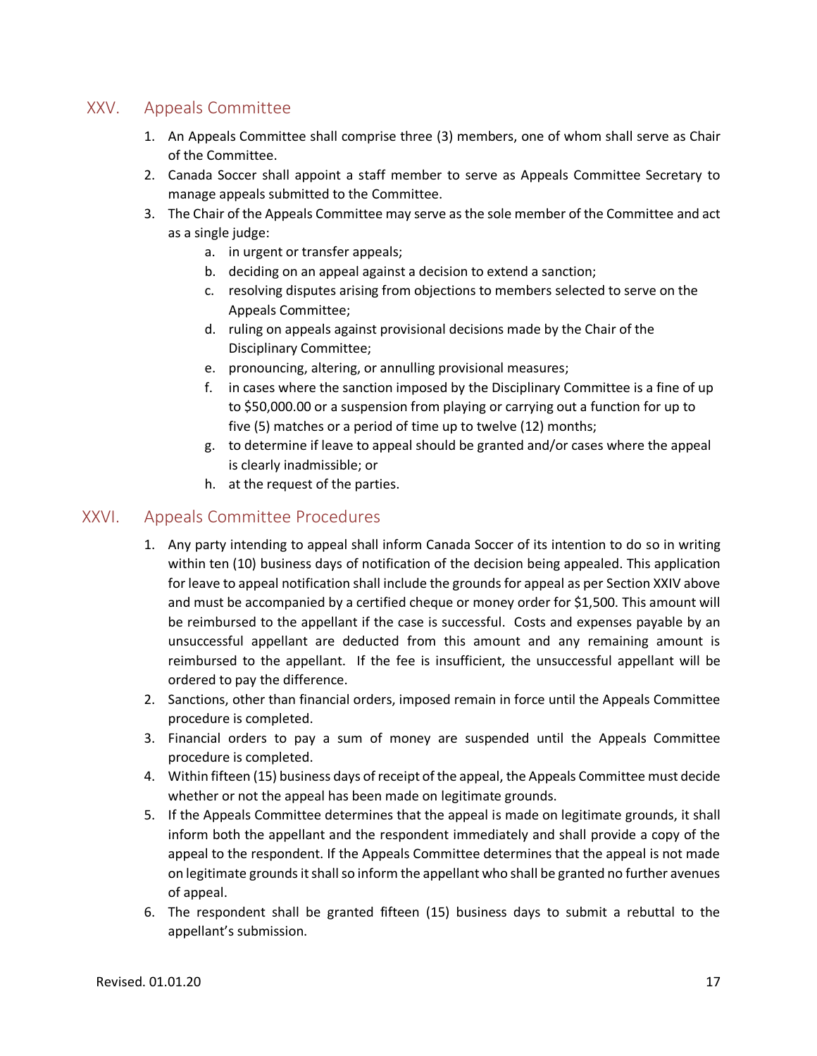## XXV. Appeals Committee

1. An Appeals Committee shall comprise three (3) members, one of whom shall serve as Chair of the Committee.
2. Canada Soccer shall appoint a staff member to serve as Appeals Committee Secretary to manage appeals submitted to the Committee.
3. The Chair of the Appeals Committee may serve as the sole member of the Committee and act as a single judge:
   a. in urgent or transfer appeals;
   b. deciding on an appeal against a decision to extend a sanction;
   c. resolving disputes arising from objections to members selected to serve on the Appeals Committee;
   d. ruling on appeals against provisional decisions made by the Chair of the Disciplinary Committee;
   e. pronouncing, altering, or annulling provisional measures;
   f. in cases where the sanction imposed by the Disciplinary Committee is a fine of up to $50,000.00 or a suspension from playing or carrying out a function for up to five (5) matches or a period of time up to twelve (12) months;
   g. to determine if leave to appeal should be granted and/or cases where the appeal is clearly inadmissible; or
   h. at the request of the parties.

## XXVI. Appeals Committee Procedures

1. Any party intending to appeal shall inform Canada Soccer of its intention to do so in writing within ten (10) business days of notification of the decision being appealed. This application for leave to appeal notification shall include the grounds for appeal as per Section XXIV above and must be accompanied by a certified cheque or money order for $1,500. This amount will be reimbursed to the appellant if the case is successful. Costs and expenses payable by an unsuccessful appellant are deducted from this amount and any remaining amount is reimbursed to the appellant. If the fee is insufficient, the unsuccessful appellant will be ordered to pay the difference.
2. Sanctions, other than financial orders, imposed remain in force until the Appeals Committee procedure is completed.
3. Financial orders to pay a sum of money are suspended until the Appeals Committee procedure is completed.
4. Within fifteen (15) business days of receipt of the appeal, the Appeals Committee must decide whether or not the appeal has been made on legitimate grounds.
5. If the Appeals Committee determines that the appeal is made on legitimate grounds, it shall inform both the appellant and the respondent immediately and shall provide a copy of the appeal to the respondent. If the Appeals Committee determines that the appeal is not made on legitimate grounds it shall so inform the appellant who shall be granted no further avenues of appeal.
6. The respondent shall be granted fifteen (15) business days to submit a rebuttal to the appellant's submission.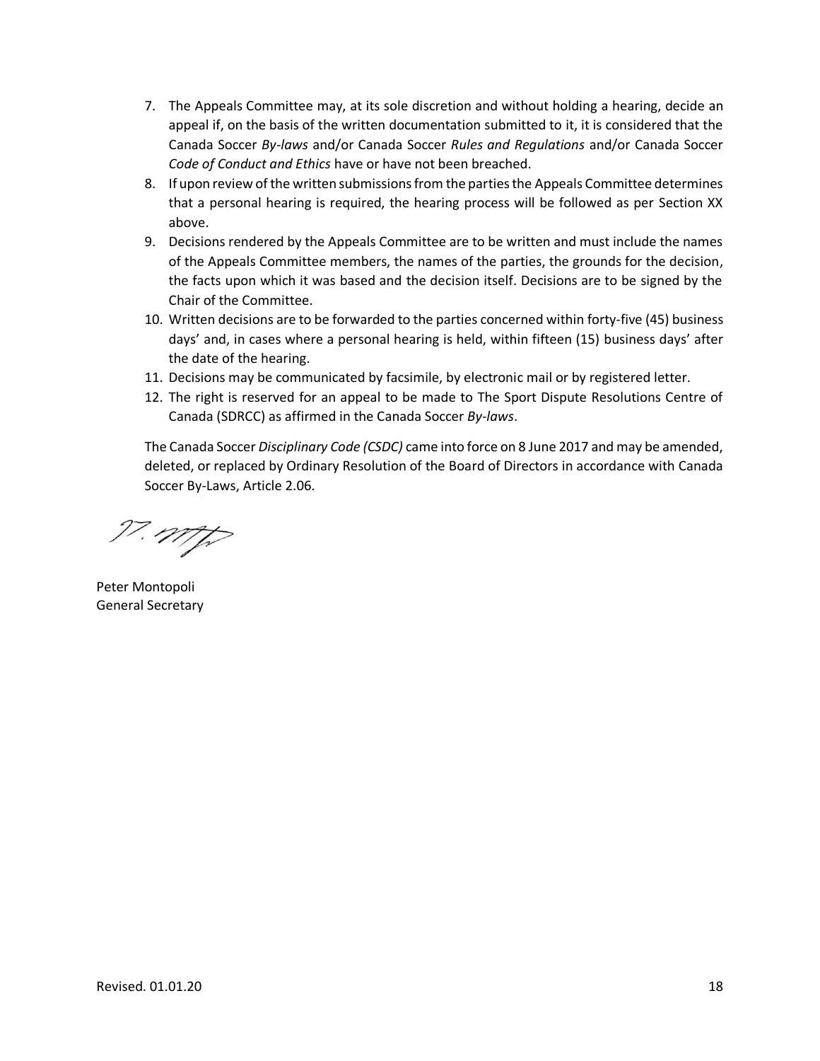7. The Appeals Committee may, at its sole discretion and without holding a hearing, decide an appeal if, on the basis of the written documentation submitted to it, it is considered that the Canada Soccer *By-laws* and/or Canada Soccer *Rules and Regulations* and/or Canada Soccer *Code of Conduct and Ethics* have or have not been breached.
8. If upon review of the written submissions from the parties the Appeals Committee determines that a personal hearing is required, the hearing process will be followed as per Section XX above.
9. Decisions rendered by the Appeals Committee are to be written and must include the names of the Appeals Committee members, the names of the parties, the grounds for the decision, the facts upon which it was based and the decision itself. Decisions are to be signed by the Chair of the Committee.
10. Written decisions are to be forwarded to the parties concerned within forty-five (45) business days' and, in cases where a personal hearing is held, within fifteen (15) business days' after the date of the hearing.
11. Decisions may be communicated by facsimile, by electronic mail or by registered letter.
12. The right is reserved for an appeal to be made to The Sport Dispute Resolutions Centre of Canada (SDRCC) as affirmed in the Canada Soccer *By-laws*.

The Canada Soccer *Disciplinary Code (CSDC)* came into force on 8 June 2017 and may be amended, deleted, or replaced by Ordinary Resolution of the Board of Directors in accordance with Canada Soccer By-Laws, Article 2.06.

Peter Montopoli
General Secretary

Revised. 01.01.20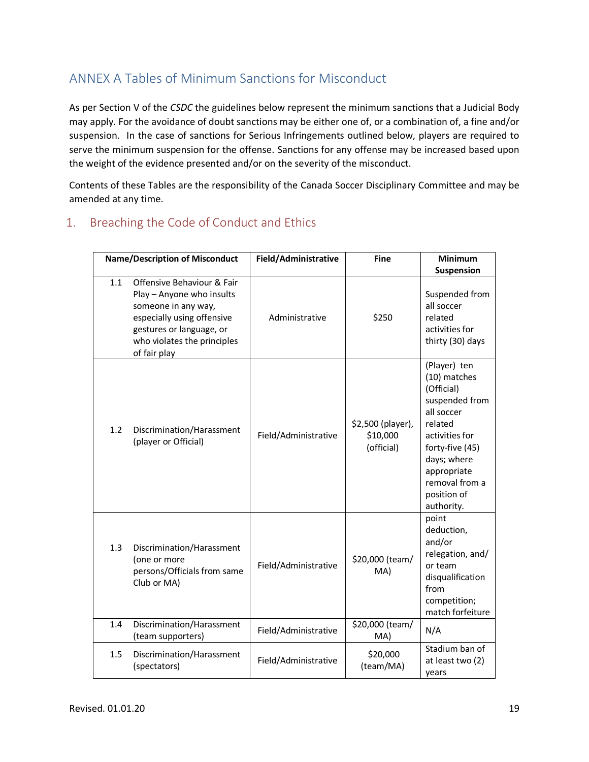## ANNEX A Tables of Minimum Sanctions for Misconduct

As per Section V of the *CSDC* the guidelines below represent the minimum sanctions that a Judicial Body may apply. For the avoidance of doubt sanctions may be either one of, or a combination of, a fine and/or suspension. In the case of sanctions for Serious Infringements outlined below, players are required to serve the minimum suspension for the offense. Sanctions for any offense may be increased based upon the weight of the evidence presented and/or on the severity of the misconduct.

Contents of these Tables are the responsibility of the Canada Soccer Disciplinary Committee and may be amended at any time.

### 1. Breaching the Code of Conduct and Ethics

| Name/Description of Misconduct | Field/Administrative | Fine | Minimum Suspension |
|---|---|---|---|
| 1.1 Offensive Behaviour & Fair Play – Anyone who insults someone in any way, especially using offensive gestures or language, or who violates the principles of fair play | Administrative | $250 | Suspended from all soccer related activities for thirty (30) days |
| 1.2 Discrimination/Harassment (player or Official) | Field/Administrative | $2,500 (player), $10,000 (official) | (Player) ten (10) matches (Official) suspended from all soccer related activities for forty-five (45) days; where appropriate removal from a position of authority. |
| 1.3 Discrimination/Harassment (one or more persons/Officials from same Club or MA) | Field/Administrative | $20,000 (team/MA) | point deduction, and/or relegation, and/or team disqualification from competition; match forfeiture |
| 1.4 Discrimination/Harassment (team supporters) | Field/Administrative | $20,000 (team/MA) | N/A |
| 1.5 Discrimination/Harassment (spectators) | Field/Administrative | $20,000 (team/MA) | Stadium ban of at least two (2) years |

Revised. 01.01.20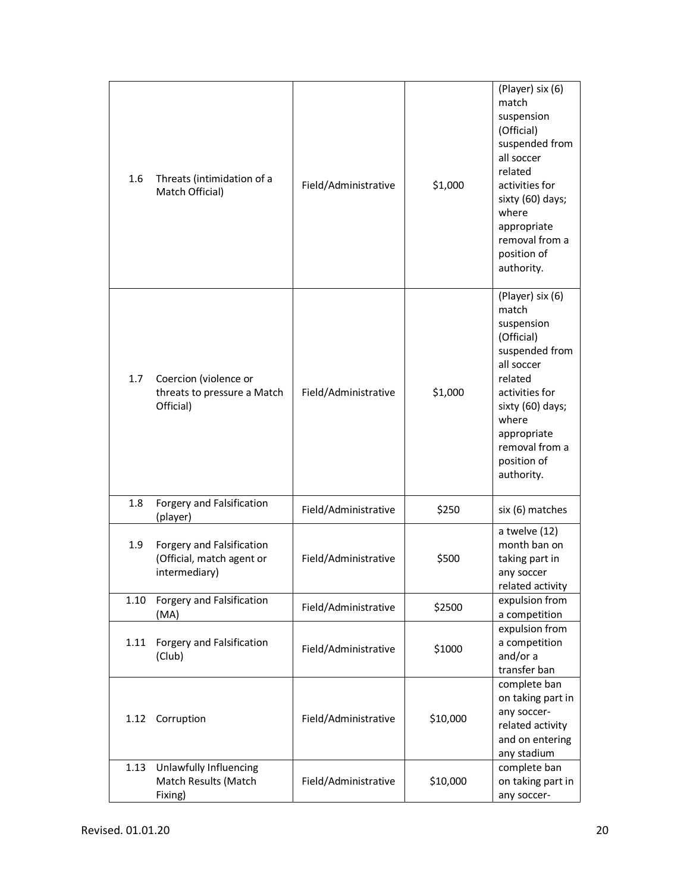| | | | | |
|---|---|---|---|---|
| 1.6 | Threats (intimidation of a Match Official) | Field/Administrative | $1,000 | (Player) six (6) match suspension (Official) suspended from all soccer related activities for sixty (60) days; where appropriate removal from a position of authority. |
| 1.7 | Coercion (violence or threats to pressure a Match Official) | Field/Administrative | $1,000 | (Player) six (6) match suspension (Official) suspended from all soccer related activities for sixty (60) days; where appropriate removal from a position of authority. |
| 1.8 | Forgery and Falsification (player) | Field/Administrative | $250 | six (6) matches |
| 1.9 | Forgery and Falsification (Official, match agent or intermediary) | Field/Administrative | $500 | a twelve (12) month ban on taking part in any soccer related activity |
| 1.10 | Forgery and Falsification (MA) | Field/Administrative | $2500 | expulsion from a competition |
| 1.11 | Forgery and Falsification (Club) | Field/Administrative | $1000 | expulsion from a competition and/or a transfer ban |
| 1.12 | Corruption | Field/Administrative | $10,000 | complete ban on taking part in any soccer-related activity and on entering any stadium |
| 1.13 | Unlawfully Influencing Match Results (Match Fixing) | Field/Administrative | $10,000 | complete ban on taking part in any soccer- |

Revised. 01.01.20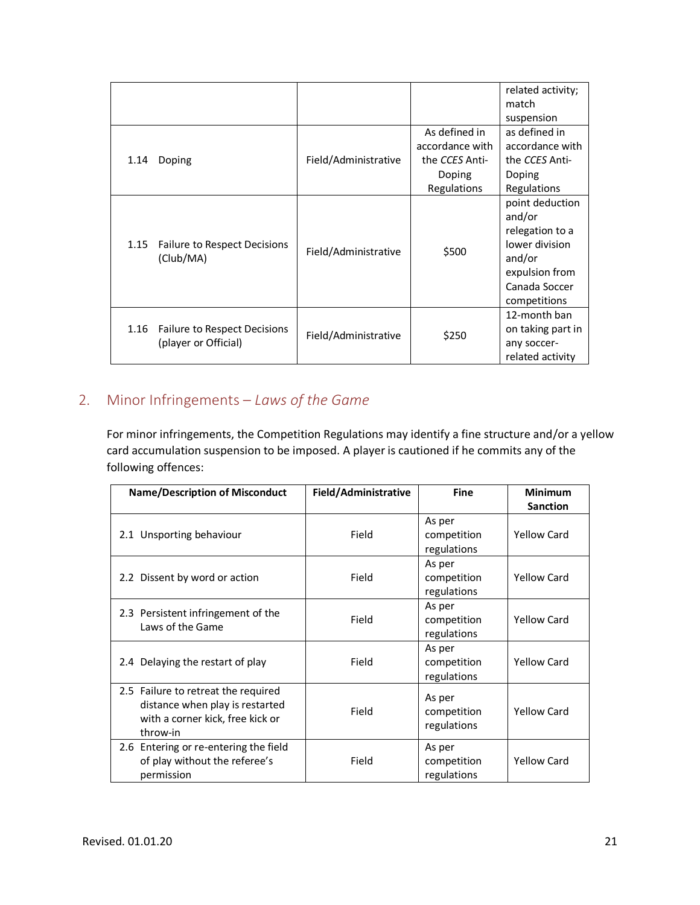| | | | |
|---|---|---|---|
| | | | related activity; match suspension |
| 1.14 Doping | Field/Administrative | As defined in accordance with the *CCES* Anti-Doping Regulations | as defined in accordance with the *CCES* Anti-Doping Regulations |
| 1.15 Failure to Respect Decisions (Club/MA) | Field/Administrative | $500 | point deduction and/or relegation to a lower division and/or expulsion from Canada Soccer competitions |
| 1.16 Failure to Respect Decisions (player or Official) | Field/Administrative | $250 | 12-month ban on taking part in any soccer-related activity |

## 2. Minor Infringements – *Laws of the Game*

For minor infringements, the Competition Regulations may identify a fine structure and/or a yellow card accumulation suspension to be imposed. A player is cautioned if he commits any of the following offences:

| Name/Description of Misconduct | Field/Administrative | Fine | Minimum Sanction |
|---|---|---|---|
| 2.1 Unsporting behaviour | Field | As per competition regulations | Yellow Card |
| 2.2 Dissent by word or action | Field | As per competition regulations | Yellow Card |
| 2.3 Persistent infringement of the Laws of the Game | Field | As per competition regulations | Yellow Card |
| 2.4 Delaying the restart of play | Field | As per competition regulations | Yellow Card |
| 2.5 Failure to retreat the required distance when play is restarted with a corner kick, free kick or throw-in | Field | As per competition regulations | Yellow Card |
| 2.6 Entering or re-entering the field of play without the referee's permission | Field | As per competition regulations | Yellow Card |

Revised. 01.01.20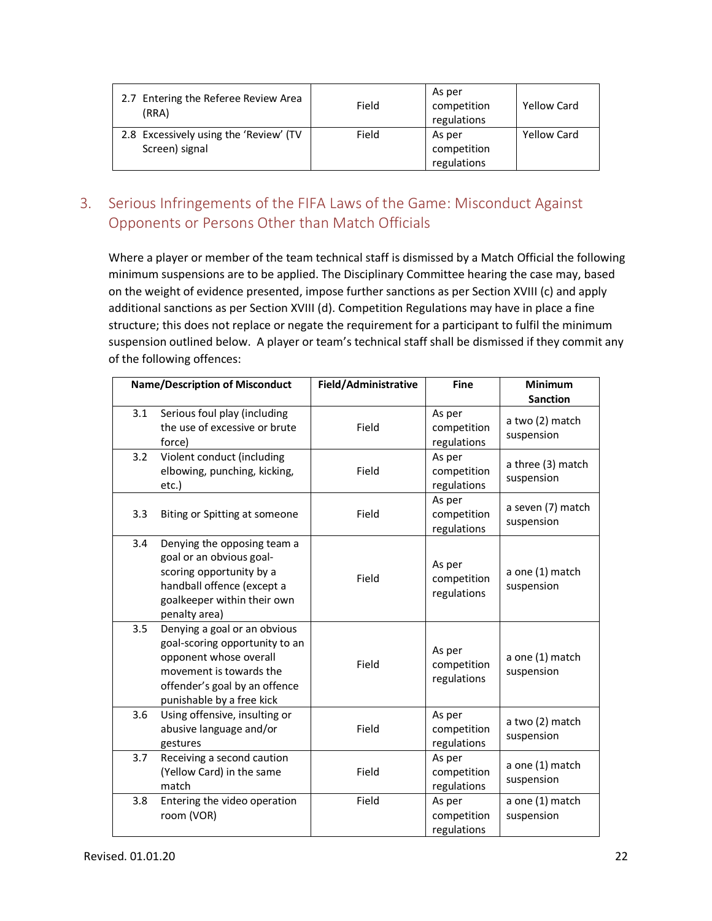| | | | |
|---|---|---|---|
| 2.7 Entering the Referee Review Area (RRA) | Field | As per competition regulations | Yellow Card |
| 2.8 Excessively using the 'Review' (TV Screen) signal | Field | As per competition regulations | Yellow Card |

## 3. Serious Infringements of the FIFA Laws of the Game: Misconduct Against Opponents or Persons Other than Match Officials

Where a player or member of the team technical staff is dismissed by a Match Official the following minimum suspensions are to be applied. The Disciplinary Committee hearing the case may, based on the weight of evidence presented, impose further sanctions as per Section XVIII (c) and apply additional sanctions as per Section XVIII (d). Competition Regulations may have in place a fine structure; this does not replace or negate the requirement for a participant to fulfil the minimum suspension outlined below. A player or team's technical staff shall be dismissed if they commit any of the following offences:

| Name/Description of Misconduct | Field/Administrative | Fine | Minimum Sanction |
|---|---|---|---|
| 3.1 Serious foul play (including the use of excessive or brute force) | Field | As per competition regulations | a two (2) match suspension |
| 3.2 Violent conduct (including elbowing, punching, kicking, etc.) | Field | As per competition regulations | a three (3) match suspension |
| 3.3 Biting or Spitting at someone | Field | As per competition regulations | a seven (7) match suspension |
| 3.4 Denying the opposing team a goal or an obvious goal-scoring opportunity by a handball offence (except a goalkeeper within their own penalty area) | Field | As per competition regulations | a one (1) match suspension |
| 3.5 Denying a goal or an obvious goal-scoring opportunity to an opponent whose overall movement is towards the offender's goal by an offence punishable by a free kick | Field | As per competition regulations | a one (1) match suspension |
| 3.6 Using offensive, insulting or abusive language and/or gestures | Field | As per competition regulations | a two (2) match suspension |
| 3.7 Receiving a second caution (Yellow Card) in the same match | Field | As per competition regulations | a one (1) match suspension |
| 3.8 Entering the video operation room (VOR) | Field | As per competition regulations | a one (1) match suspension |

Revised. 01.01.20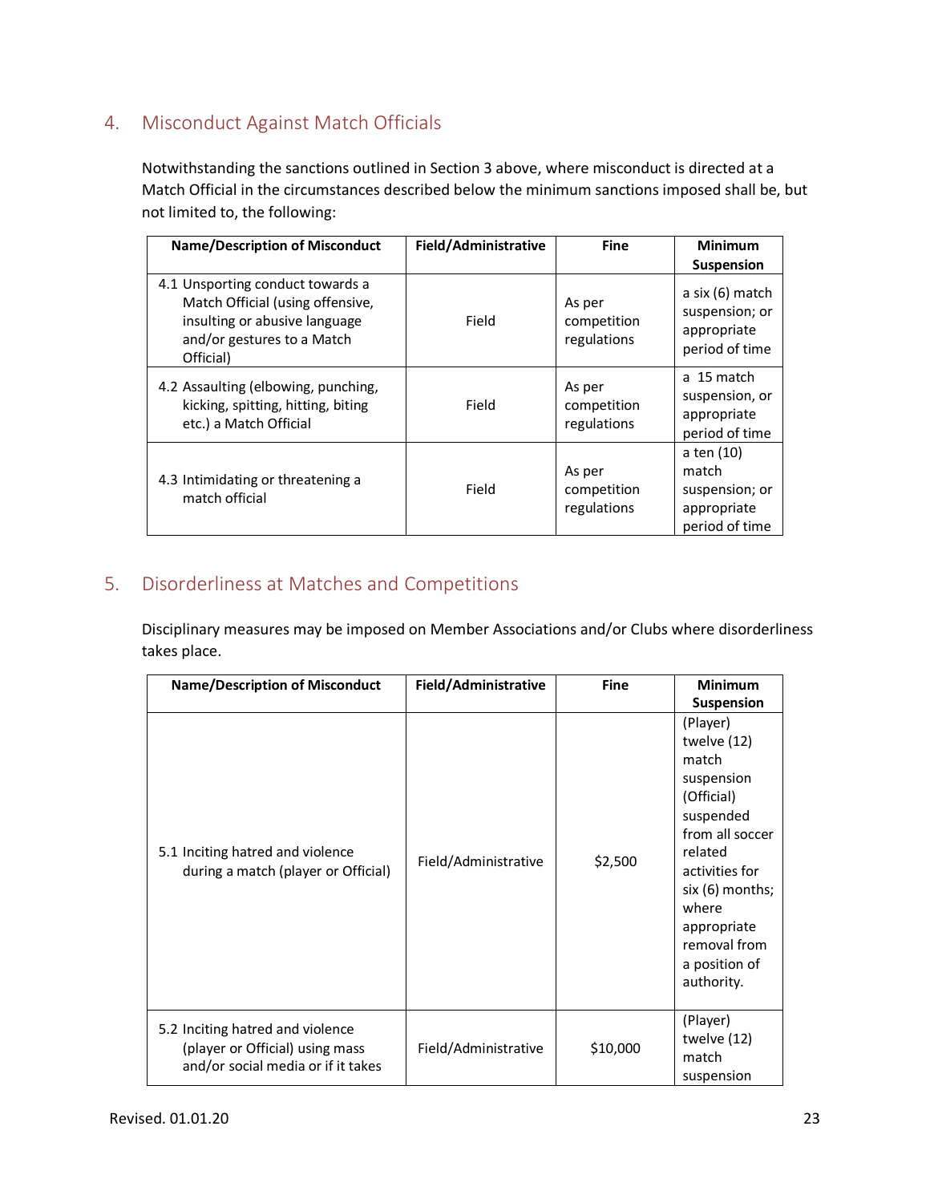## 4. Misconduct Against Match Officials

Notwithstanding the sanctions outlined in Section 3 above, where misconduct is directed at a Match Official in the circumstances described below the minimum sanctions imposed shall be, but not limited to, the following:

| Name/Description of Misconduct | Field/Administrative | Fine | Minimum Suspension |
|---|---|---|---|
| 4.1 Unsporting conduct towards a Match Official (using offensive, insulting or abusive language and/or gestures to a Match Official) | Field | As per competition regulations | a six (6) match suspension; or appropriate period of time |
| 4.2 Assaulting (elbowing, punching, kicking, spitting, hitting, biting etc.) a Match Official | Field | As per competition regulations | a 15 match suspension, or appropriate period of time |
| 4.3 Intimidating or threatening a match official | Field | As per competition regulations | a ten (10) match suspension; or appropriate period of time |

## 5. Disorderliness at Matches and Competitions

Disciplinary measures may be imposed on Member Associations and/or Clubs where disorderliness takes place.

| Name/Description of Misconduct | Field/Administrative | Fine | Minimum Suspension |
|---|---|---|---|
| 5.1 Inciting hatred and violence during a match (player or Official) | Field/Administrative | $2,500 | (Player) twelve (12) match suspension (Official) suspended from all soccer related activities for six (6) months; where appropriate removal from a position of authority. |
| 5.2 Inciting hatred and violence (player or Official) using mass and/or social media or if it takes | Field/Administrative | $10,000 | (Player) twelve (12) match suspension |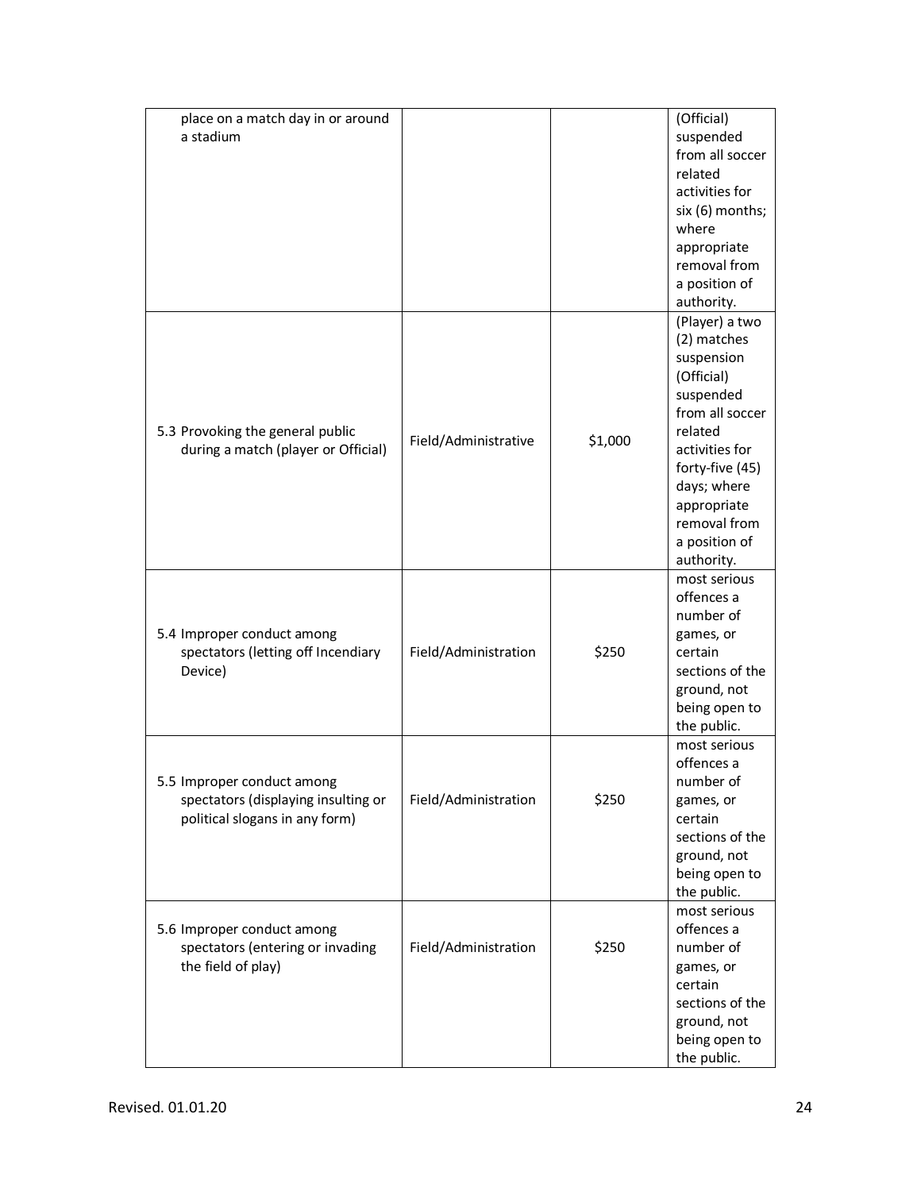| | | | |
|---|---|---|---|
| place on a match day in or around a stadium | | | (Official) suspended from all soccer related activities for six (6) months; where appropriate removal from a position of authority. |
| 5.3 Provoking the general public during a match (player or Official) | Field/Administrative | $1,000 | (Player) a two (2) matches suspension (Official) suspended from all soccer related activities for forty-five (45) days; where appropriate removal from a position of authority. |
| 5.4 Improper conduct among spectators (letting off Incendiary Device) | Field/Administration | $250 | most serious offences a number of games, or certain sections of the ground, not being open to the public. |
| 5.5 Improper conduct among spectators (displaying insulting or political slogans in any form) | Field/Administration | $250 | most serious offences a number of games, or certain sections of the ground, not being open to the public. |
| 5.6 Improper conduct among spectators (entering or invading the field of play) | Field/Administration | $250 | most serious offences a number of games, or certain sections of the ground, not being open to the public. |

Revised. 01.01.20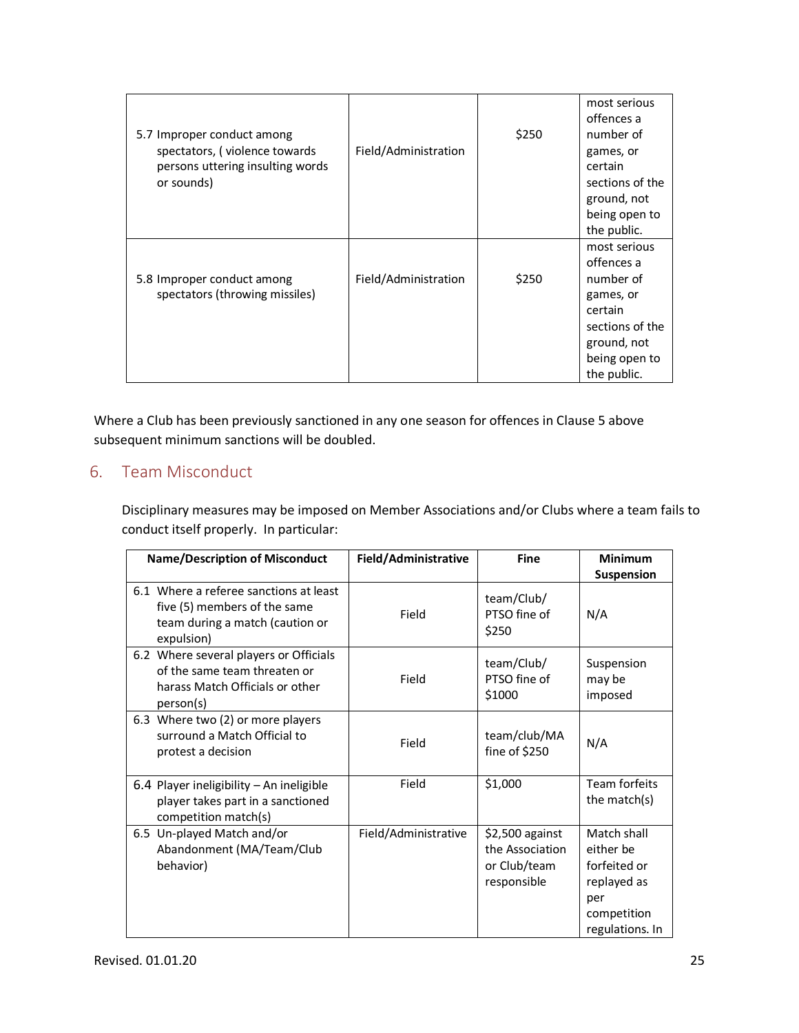| | | | |
|---|---|---|---|
| 5.7 Improper conduct among spectators, ( violence towards persons uttering insulting words or sounds) | Field/Administration | $250 | most serious offences a number of games, or certain sections of the ground, not being open to the public. |
| 5.8 Improper conduct among spectators (throwing missiles) | Field/Administration | $250 | most serious offences a number of games, or certain sections of the ground, not being open to the public. |

Where a Club has been previously sanctioned in any one season for offences in Clause 5 above subsequent minimum sanctions will be doubled.

## 6. Team Misconduct

Disciplinary measures may be imposed on Member Associations and/or Clubs where a team fails to conduct itself properly. In particular:

| Name/Description of Misconduct | Field/Administrative | Fine | Minimum Suspension |
|---|---|---|---|
| 6.1 Where a referee sanctions at least five (5) members of the same team during a match (caution or expulsion) | Field | team/Club/ PTSO fine of $250 | N/A |
| 6.2 Where several players or Officials of the same team threaten or harass Match Officials or other person(s) | Field | team/Club/ PTSO fine of $1000 | Suspension may be imposed |
| 6.3 Where two (2) or more players surround a Match Official to protest a decision | Field | team/club/MA fine of $250 | N/A |
| 6.4 Player ineligibility – An ineligible player takes part in a sanctioned competition match(s) | Field | $1,000 | Team forfeits the match(s) |
| 6.5 Un-played Match and/or Abandonment (MA/Team/Club behavior) | Field/Administrative | $2,500 against the Association or Club/team responsible | Match shall either be forfeited or replayed as per competition regulations. In |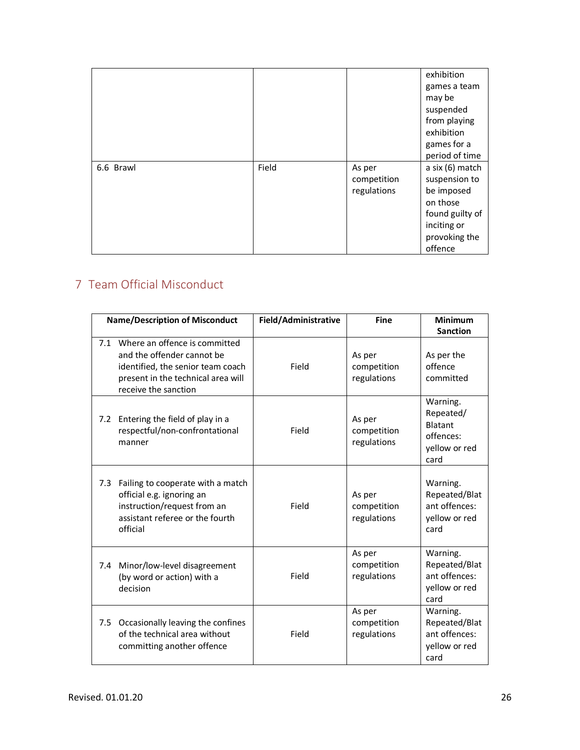|  |  |  | exhibition games a team may be suspended from playing exhibition games for a period of time |
|---|---|---|---|
| 6.6 Brawl | Field | As per competition regulations | a six (6) match suspension to be imposed on those found guilty of inciting or provoking the offence |

## 7 Team Official Misconduct

| Name/Description of Misconduct | Field/Administrative | Fine | Minimum Sanction |
|---|---|---|---|
| 7.1 Where an offence is committed and the offender cannot be identified, the senior team coach present in the technical area will receive the sanction | Field | As per competition regulations | As per the offence committed |
| 7.2 Entering the field of play in a respectful/non-confrontational manner | Field | As per competition regulations | Warning. Repeated/ Blatant offences: yellow or red card |
| 7.3 Failing to cooperate with a match official e.g. ignoring an instruction/request from an assistant referee or the fourth official | Field | As per competition regulations | Warning. Repeated/Blatant offences: yellow or red card |
| 7.4 Minor/low-level disagreement (by word or action) with a decision | Field | As per competition regulations | Warning. Repeated/Blatant offences: yellow or red card |
| 7.5 Occasionally leaving the confines of the technical area without committing another offence | Field | As per competition regulations | Warning. Repeated/Blatant offences: yellow or red card |

Revised. 01.01.20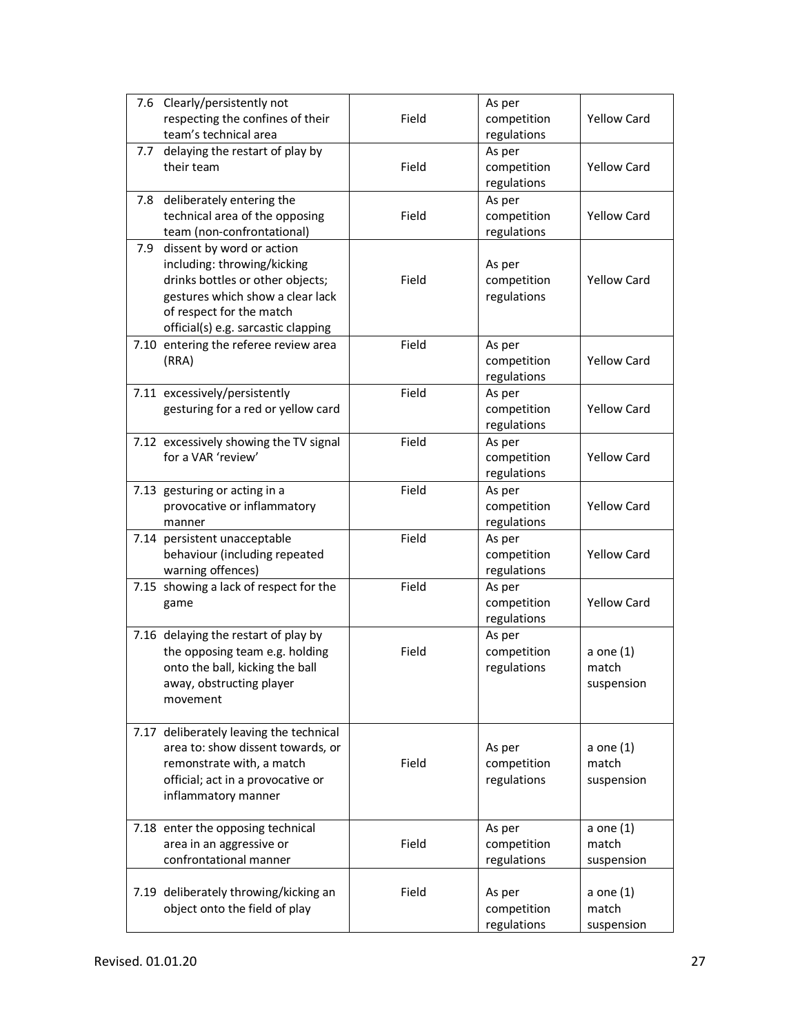| | | | |
|---|---|---|---|
| 7.6 Clearly/persistently not respecting the confines of their team's technical area | Field | As per competition regulations | Yellow Card |
| 7.7 delaying the restart of play by their team | Field | As per competition regulations | Yellow Card |
| 7.8 deliberately entering the technical area of the opposing team (non-confrontational) | Field | As per competition regulations | Yellow Card |
| 7.9 dissent by word or action including: throwing/kicking drinks bottles or other objects; gestures which show a clear lack of respect for the match official(s) e.g. sarcastic clapping | Field | As per competition regulations | Yellow Card |
| 7.10 entering the referee review area (RRA) | Field | As per competition regulations | Yellow Card |
| 7.11 excessively/persistently gesturing for a red or yellow card | Field | As per competition regulations | Yellow Card |
| 7.12 excessively showing the TV signal for a VAR 'review' | Field | As per competition regulations | Yellow Card |
| 7.13 gesturing or acting in a provocative or inflammatory manner | Field | As per competition regulations | Yellow Card |
| 7.14 persistent unacceptable behaviour (including repeated warning offences) | Field | As per competition regulations | Yellow Card |
| 7.15 showing a lack of respect for the game | Field | As per competition regulations | Yellow Card |
| 7.16 delaying the restart of play by the opposing team e.g. holding onto the ball, kicking the ball away, obstructing player movement | Field | As per competition regulations | a one (1) match suspension |
| 7.17 deliberately leaving the technical area to: show dissent towards, or remonstrate with, a match official; act in a provocative or inflammatory manner | Field | As per competition regulations | a one (1) match suspension |
| 7.18 enter the opposing technical area in an aggressive or confrontational manner | Field | As per competition regulations | a one (1) match suspension |
| 7.19 deliberately throwing/kicking an object onto the field of play | Field | As per competition regulations | a one (1) match suspension |

Revised. 01.01.20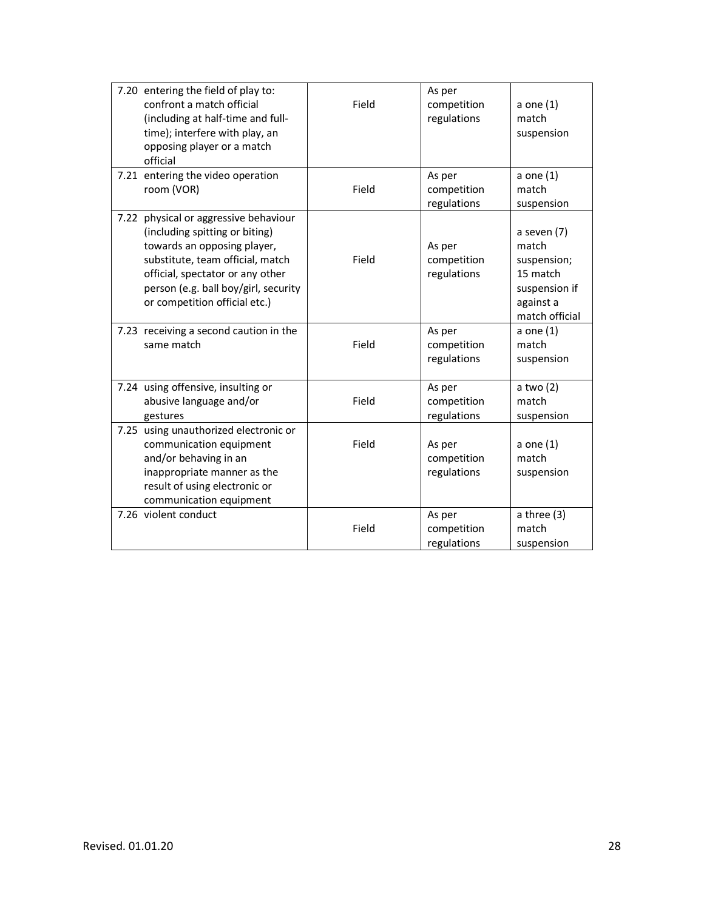| | | | |
|---|---|---|---|
| 7.20 entering the field of play to: confront a match official (including at half-time and full-time); interfere with play, an opposing player or a match official | Field | As per competition regulations | a one (1) match suspension |
| 7.21 entering the video operation room (VOR) | Field | As per competition regulations | a one (1) match suspension |
| 7.22 physical or aggressive behaviour (including spitting or biting) towards an opposing player, substitute, team official, match official, spectator or any other person (e.g. ball boy/girl, security or competition official etc.) | Field | As per competition regulations | a seven (7) match suspension; 15 match suspension if against a match official |
| 7.23 receiving a second caution in the same match | Field | As per competition regulations | a one (1) match suspension |
| 7.24 using offensive, insulting or abusive language and/or gestures | Field | As per competition regulations | a two (2) match suspension |
| 7.25 using unauthorized electronic or communication equipment and/or behaving in an inappropriate manner as the result of using electronic or communication equipment | Field | As per competition regulations | a one (1) match suspension |
| 7.26 violent conduct | Field | As per competition regulations | a three (3) match suspension |

Revised. 01.01.20